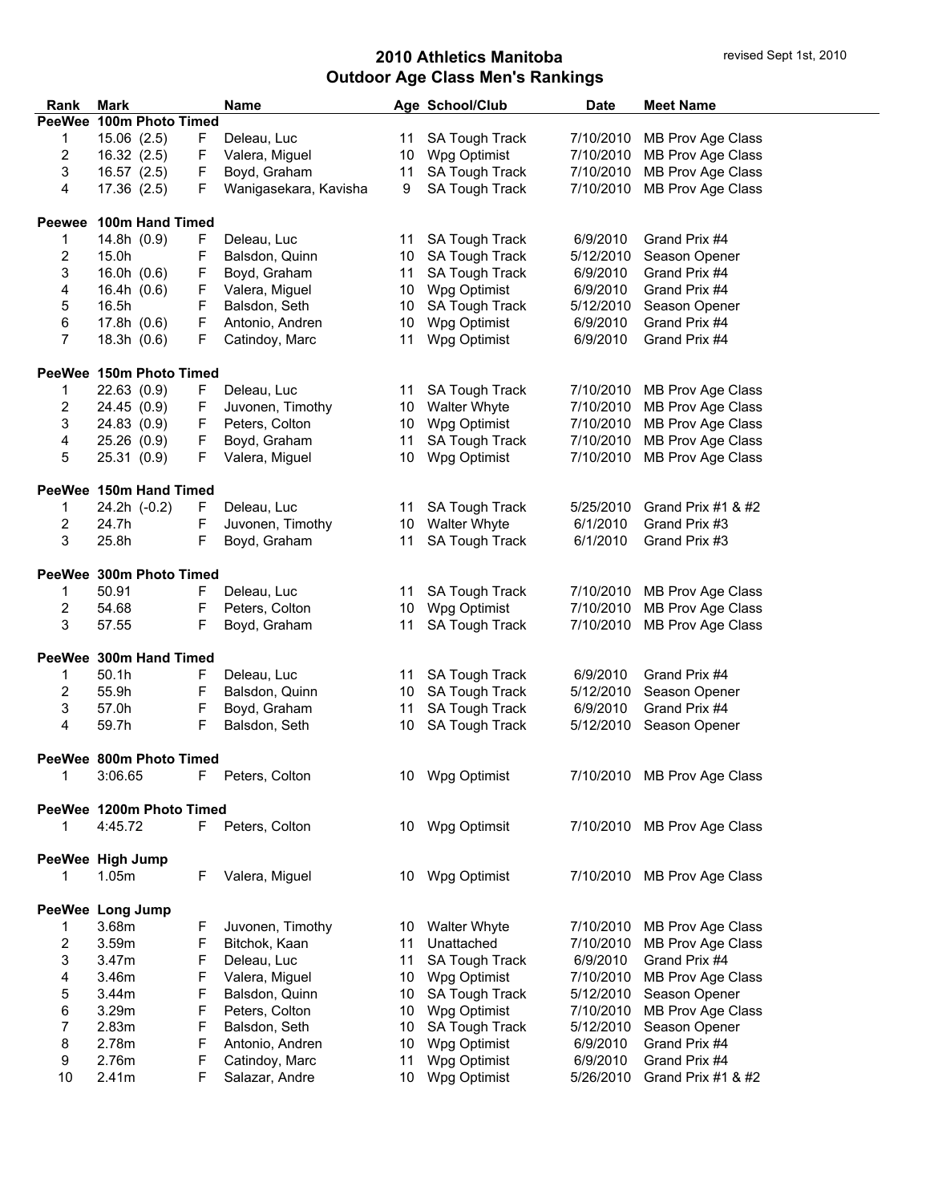# 2010 Athletics Manitoba
## Outdoor Age Class Men's Rankings

revised Sept 1st, 2010

| Rank | Mark | | Name | Age | School/Club | Date | Meet Name |
|---|---|---|---|---|---|---|---|
| **PeeWee 100m Photo Timed** | | | | | | | |
| 1 | 15.06 (2.5) | F | Deleau, Luc | 11 | SA Tough Track | 7/10/2010 | MB Prov Age Class |
| 2 | 16.32 (2.5) | F | Valera, Miguel | 10 | Wpg Optimist | 7/10/2010 | MB Prov Age Class |
| 3 | 16.57 (2.5) | F | Boyd, Graham | 11 | SA Tough Track | 7/10/2010 | MB Prov Age Class |
| 4 | 17.36 (2.5) | F | Wanigasekara, Kavisha | 9 | SA Tough Track | 7/10/2010 | MB Prov Age Class |
| **Peewee 100m Hand Timed** | | | | | | | |
| 1 | 14.8h (0.9) | F | Deleau, Luc | 11 | SA Tough Track | 6/9/2010 | Grand Prix #4 |
| 2 | 15.0h | F | Balsdon, Quinn | 10 | SA Tough Track | 5/12/2010 | Season Opener |
| 3 | 16.0h (0.6) | F | Boyd, Graham | 11 | SA Tough Track | 6/9/2010 | Grand Prix #4 |
| 4 | 16.4h (0.6) | F | Valera, Miguel | 10 | Wpg Optimist | 6/9/2010 | Grand Prix #4 |
| 5 | 16.5h | F | Balsdon, Seth | 10 | SA Tough Track | 5/12/2010 | Season Opener |
| 6 | 17.8h (0.6) | F | Antonio, Andren | 10 | Wpg Optimist | 6/9/2010 | Grand Prix #4 |
| 7 | 18.3h (0.6) | F | Catindoy, Marc | 11 | Wpg Optimist | 6/9/2010 | Grand Prix #4 |
| **PeeWee 150m Photo Timed** | | | | | | | |
| 1 | 22.63 (0.9) | F | Deleau, Luc | 11 | SA Tough Track | 7/10/2010 | MB Prov Age Class |
| 2 | 24.45 (0.9) | F | Juvonen, Timothy | 10 | Walter Whyte | 7/10/2010 | MB Prov Age Class |
| 3 | 24.83 (0.9) | F | Peters, Colton | 10 | Wpg Optimist | 7/10/2010 | MB Prov Age Class |
| 4 | 25.26 (0.9) | F | Boyd, Graham | 11 | SA Tough Track | 7/10/2010 | MB Prov Age Class |
| 5 | 25.31 (0.9) | F | Valera, Miguel | 10 | Wpg Optimist | 7/10/2010 | MB Prov Age Class |
| **PeeWee 150m Hand Timed** | | | | | | | |
| 1 | 24.2h (-0.2) | F | Deleau, Luc | 11 | SA Tough Track | 5/25/2010 | Grand Prix #1 & #2 |
| 2 | 24.7h | F | Juvonen, Timothy | 10 | Walter Whyte | 6/1/2010 | Grand Prix #3 |
| 3 | 25.8h | F | Boyd, Graham | 11 | SA Tough Track | 6/1/2010 | Grand Prix #3 |
| **PeeWee 300m Photo Timed** | | | | | | | |
| 1 | 50.91 | F | Deleau, Luc | 11 | SA Tough Track | 7/10/2010 | MB Prov Age Class |
| 2 | 54.68 | F | Peters, Colton | 10 | Wpg Optimist | 7/10/2010 | MB Prov Age Class |
| 3 | 57.55 | F | Boyd, Graham | 11 | SA Tough Track | 7/10/2010 | MB Prov Age Class |
| **PeeWee 300m Hand Timed** | | | | | | | |
| 1 | 50.1h | F | Deleau, Luc | 11 | SA Tough Track | 6/9/2010 | Grand Prix #4 |
| 2 | 55.9h | F | Balsdon, Quinn | 10 | SA Tough Track | 5/12/2010 | Season Opener |
| 3 | 57.0h | F | Boyd, Graham | 11 | SA Tough Track | 6/9/2010 | Grand Prix #4 |
| 4 | 59.7h | F | Balsdon, Seth | 10 | SA Tough Track | 5/12/2010 | Season Opener |
| **PeeWee 800m Photo Timed** | | | | | | | |
| 1 | 3:06.65 | F | Peters, Colton | 10 | Wpg Optimist | 7/10/2010 | MB Prov Age Class |
| **PeeWee 1200m Photo Timed** | | | | | | | |
| 1 | 4:45.72 | F | Peters, Colton | 10 | Wpg Optimsit | 7/10/2010 | MB Prov Age Class |
| **PeeWee High Jump** | | | | | | | |
| 1 | 1.05m | F | Valera, Miguel | 10 | Wpg Optimist | 7/10/2010 | MB Prov Age Class |
| **PeeWee Long Jump** | | | | | | | |
| 1 | 3.68m | F | Juvonen, Timothy | 10 | Walter Whyte | 7/10/2010 | MB Prov Age Class |
| 2 | 3.59m | F | Bitchok, Kaan | 11 | Unattached | 7/10/2010 | MB Prov Age Class |
| 3 | 3.47m | F | Deleau, Luc | 11 | SA Tough Track | 6/9/2010 | Grand Prix #4 |
| 4 | 3.46m | F | Valera, Miguel | 10 | Wpg Optimist | 7/10/2010 | MB Prov Age Class |
| 5 | 3.44m | F | Balsdon, Quinn | 10 | SA Tough Track | 5/12/2010 | Season Opener |
| 6 | 3.29m | F | Peters, Colton | 10 | Wpg Optimist | 7/10/2010 | MB Prov Age Class |
| 7 | 2.83m | F | Balsdon, Seth | 10 | SA Tough Track | 5/12/2010 | Season Opener |
| 8 | 2.78m | F | Antonio, Andren | 10 | Wpg Optimist | 6/9/2010 | Grand Prix #4 |
| 9 | 2.76m | F | Catindoy, Marc | 11 | Wpg Optimist | 6/9/2010 | Grand Prix #4 |
| 10 | 2.41m | F | Salazar, Andre | 10 | Wpg Optimist | 5/26/2010 | Grand Prix #1 & #2 |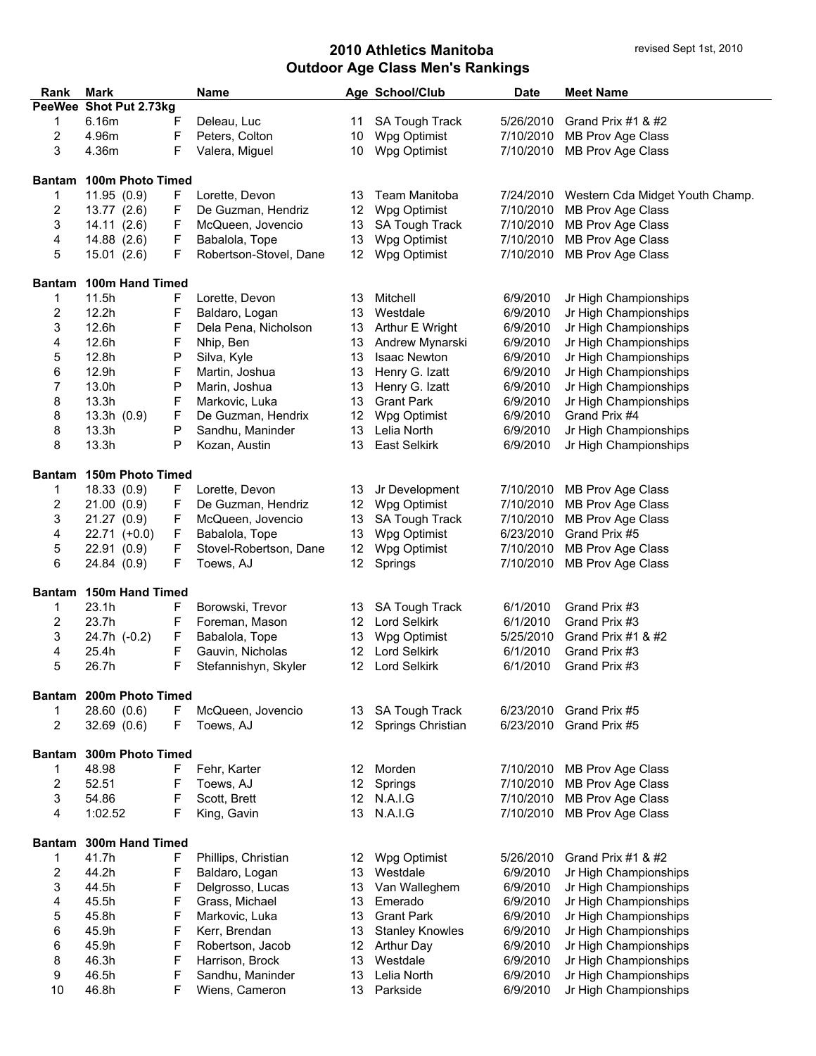# 2010 Athletics Manitoba
## Outdoor Age Class Men's Rankings

revised Sept 1st, 2010

| Rank | Mark | | Name | Age | School/Club | Date | Meet Name |
|---|---|---|---|---|---|---|---|
| **PeeWee** | **Shot Put 2.73kg** | | | | | | |
| 1 | 6.16m | F | Deleau, Luc | 11 | SA Tough Track | 5/26/2010 | Grand Prix #1 & #2 |
| 2 | 4.96m | F | Peters, Colton | 10 | Wpg Optimist | 7/10/2010 | MB Prov Age Class |
| 3 | 4.36m | F | Valera, Miguel | 10 | Wpg Optimist | 7/10/2010 | MB Prov Age Class |
| **Bantam** | **100m Photo Timed** | | | | | | |
| 1 | 11.95 (0.9) | F | Lorette, Devon | 13 | Team Manitoba | 7/24/2010 | Western Cda Midget Youth Champ. |
| 2 | 13.77 (2.6) | F | De Guzman, Hendriz | 12 | Wpg Optimist | 7/10/2010 | MB Prov Age Class |
| 3 | 14.11 (2.6) | F | McQueen, Jovencio | 13 | SA Tough Track | 7/10/2010 | MB Prov Age Class |
| 4 | 14.88 (2.6) | F | Babalola, Tope | 13 | Wpg Optimist | 7/10/2010 | MB Prov Age Class |
| 5 | 15.01 (2.6) | F | Robertson-Stovel, Dane | 12 | Wpg Optimist | 7/10/2010 | MB Prov Age Class |
| **Bantam** | **100m Hand Timed** | | | | | | |
| 1 | 11.5h | F | Lorette, Devon | 13 | Mitchell | 6/9/2010 | Jr High Championships |
| 2 | 12.2h | F | Baldaro, Logan | 13 | Westdale | 6/9/2010 | Jr High Championships |
| 3 | 12.6h | F | Dela Pena, Nicholson | 13 | Arthur E Wright | 6/9/2010 | Jr High Championships |
| 4 | 12.6h | F | Nhip, Ben | 13 | Andrew Mynarski | 6/9/2010 | Jr High Championships |
| 5 | 12.8h | P | Silva, Kyle | 13 | Isaac Newton | 6/9/2010 | Jr High Championships |
| 6 | 12.9h | F | Martin, Joshua | 13 | Henry G. Izatt | 6/9/2010 | Jr High Championships |
| 7 | 13.0h | P | Marin, Joshua | 13 | Henry G. Izatt | 6/9/2010 | Jr High Championships |
| 8 | 13.3h | F | Markovic, Luka | 13 | Grant Park | 6/9/2010 | Jr High Championships |
| 8 | 13.3h (0.9) | F | De Guzman, Hendrix | 12 | Wpg Optimist | 6/9/2010 | Grand Prix #4 |
| 8 | 13.3h | P | Sandhu, Maninder | 13 | Lelia North | 6/9/2010 | Jr High Championships |
| 8 | 13.3h | P | Kozan, Austin | 13 | East Selkirk | 6/9/2010 | Jr High Championships |
| **Bantam** | **150m Photo Timed** | | | | | | |
| 1 | 18.33 (0.9) | F | Lorette, Devon | 13 | Jr Development | 7/10/2010 | MB Prov Age Class |
| 2 | 21.00 (0.9) | F | De Guzman, Hendriz | 12 | Wpg Optimist | 7/10/2010 | MB Prov Age Class |
| 3 | 21.27 (0.9) | F | McQueen, Jovencio | 13 | SA Tough Track | 7/10/2010 | MB Prov Age Class |
| 4 | 22.71 (+0.0) | F | Babalola, Tope | 13 | Wpg Optimist | 6/23/2010 | Grand Prix #5 |
| 5 | 22.91 (0.9) | F | Stovel-Robertson, Dane | 12 | Wpg Optimist | 7/10/2010 | MB Prov Age Class |
| 6 | 24.84 (0.9) | F | Toews, AJ | 12 | Springs | 7/10/2010 | MB Prov Age Class |
| **Bantam** | **150m Hand Timed** | | | | | | |
| 1 | 23.1h | F | Borowski, Trevor | 13 | SA Tough Track | 6/1/2010 | Grand Prix #3 |
| 2 | 23.7h | F | Foreman, Mason | 12 | Lord Selkirk | 6/1/2010 | Grand Prix #3 |
| 3 | 24.7h (-0.2) | F | Babalola, Tope | 13 | Wpg Optimist | 5/25/2010 | Grand Prix #1 & #2 |
| 4 | 25.4h | F | Gauvin, Nicholas | 12 | Lord Selkirk | 6/1/2010 | Grand Prix #3 |
| 5 | 26.7h | F | Stefannishyn, Skyler | 12 | Lord Selkirk | 6/1/2010 | Grand Prix #3 |
| **Bantam** | **200m Photo Timed** | | | | | | |
| 1 | 28.60 (0.6) | F | McQueen, Jovencio | 13 | SA Tough Track | 6/23/2010 | Grand Prix #5 |
| 2 | 32.69 (0.6) | F | Toews, AJ | 12 | Springs Christian | 6/23/2010 | Grand Prix #5 |
| **Bantam** | **300m Photo Timed** | | | | | | |
| 1 | 48.98 | F | Fehr, Karter | 12 | Morden | 7/10/2010 | MB Prov Age Class |
| 2 | 52.51 | F | Toews, AJ | 12 | Springs | 7/10/2010 | MB Prov Age Class |
| 3 | 54.86 | F | Scott, Brett | 12 | N.A.I.G | 7/10/2010 | MB Prov Age Class |
| 4 | 1:02.52 | F | King, Gavin | 13 | N.A.I.G | 7/10/2010 | MB Prov Age Class |
| **Bantam** | **300m Hand Timed** | | | | | | |
| 1 | 41.7h | F | Phillips, Christian | 12 | Wpg Optimist | 5/26/2010 | Grand Prix #1 & #2 |
| 2 | 44.2h | F | Baldaro, Logan | 13 | Westdale | 6/9/2010 | Jr High Championships |
| 3 | 44.5h | F | Delgrosso, Lucas | 13 | Van Walleghem | 6/9/2010 | Jr High Championships |
| 4 | 45.5h | F | Grass, Michael | 13 | Emerado | 6/9/2010 | Jr High Championships |
| 5 | 45.8h | F | Markovic, Luka | 13 | Grant Park | 6/9/2010 | Jr High Championships |
| 6 | 45.9h | F | Kerr, Brendan | 13 | Stanley Knowles | 6/9/2010 | Jr High Championships |
| 6 | 45.9h | F | Robertson, Jacob | 12 | Arthur Day | 6/9/2010 | Jr High Championships |
| 8 | 46.3h | F | Harrison, Brock | 13 | Westdale | 6/9/2010 | Jr High Championships |
| 9 | 46.5h | F | Sandhu, Maninder | 13 | Lelia North | 6/9/2010 | Jr High Championships |
| 10 | 46.8h | F | Wiens, Cameron | 13 | Parkside | 6/9/2010 | Jr High Championships |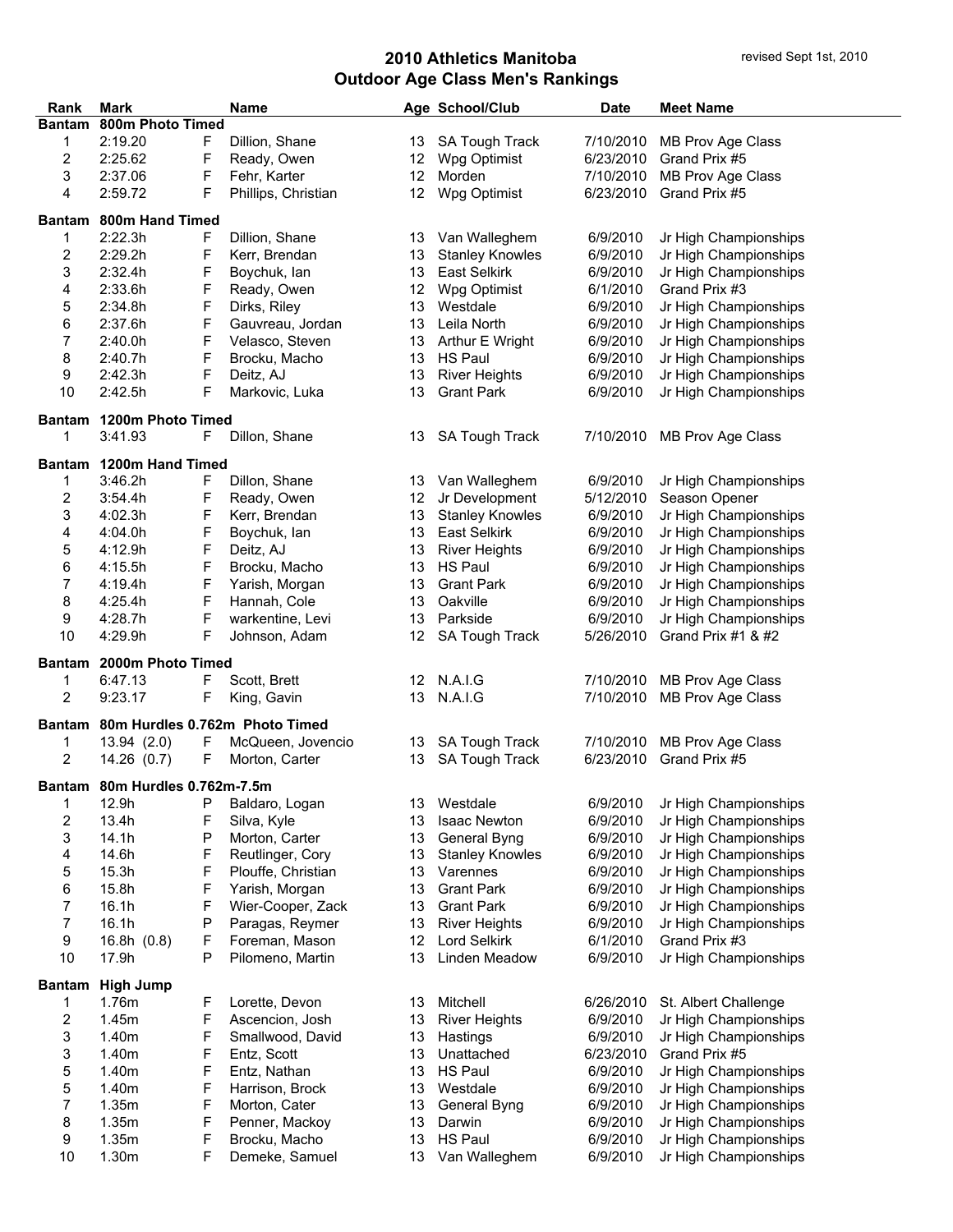# 2010 Athletics Manitoba
## Outdoor Age Class Men's Rankings

revised Sept 1st, 2010

| Rank | Mark | | Name | Age | School/Club | Date | Meet Name |
|---|---|---|---|---|---|---|---|
| **Bantam** | **800m Photo Timed** | | | | | | |
| 1 | 2:19.20 | F | Dillion, Shane | 13 | SA Tough Track | 7/10/2010 | MB Prov Age Class |
| 2 | 2:25.62 | F | Ready, Owen | 12 | Wpg Optimist | 6/23/2010 | Grand Prix #5 |
| 3 | 2:37.06 | F | Fehr, Karter | 12 | Morden | 7/10/2010 | MB Prov Age Class |
| 4 | 2:59.72 | F | Phillips, Christian | 12 | Wpg Optimist | 6/23/2010 | Grand Prix #5 |
| **Bantam** | **800m Hand Timed** | | | | | | |
| 1 | 2:22.3h | F | Dillion, Shane | 13 | Van Walleghem | 6/9/2010 | Jr High Championships |
| 2 | 2:29.2h | F | Kerr, Brendan | 13 | Stanley Knowles | 6/9/2010 | Jr High Championships |
| 3 | 2:32.4h | F | Boychuk, Ian | 13 | East Selkirk | 6/9/2010 | Jr High Championships |
| 4 | 2:33.6h | F | Ready, Owen | 12 | Wpg Optimist | 6/1/2010 | Grand Prix #3 |
| 5 | 2:34.8h | F | Dirks, Riley | 13 | Westdale | 6/9/2010 | Jr High Championships |
| 6 | 2:37.6h | F | Gauvreau, Jordan | 13 | Leila North | 6/9/2010 | Jr High Championships |
| 7 | 2:40.0h | F | Velasco, Steven | 13 | Arthur E Wright | 6/9/2010 | Jr High Championships |
| 8 | 2:40.7h | F | Brocku, Macho | 13 | HS Paul | 6/9/2010 | Jr High Championships |
| 9 | 2:42.3h | F | Deitz, AJ | 13 | River Heights | 6/9/2010 | Jr High Championships |
| 10 | 2:42.5h | F | Markovic, Luka | 13 | Grant Park | 6/9/2010 | Jr High Championships |
| **Bantam** | **1200m Photo Timed** | | | | | | |
| 1 | 3:41.93 | F | Dillon, Shane | 13 | SA Tough Track | 7/10/2010 | MB Prov Age Class |
| **Bantam** | **1200m Hand Timed** | | | | | | |
| 1 | 3:46.2h | F | Dillon, Shane | 13 | Van Walleghem | 6/9/2010 | Jr High Championships |
| 2 | 3:54.4h | F | Ready, Owen | 12 | Jr Development | 5/12/2010 | Season Opener |
| 3 | 4:02.3h | F | Kerr, Brendan | 13 | Stanley Knowles | 6/9/2010 | Jr High Championships |
| 4 | 4:04.0h | F | Boychuk, Ian | 13 | East Selkirk | 6/9/2010 | Jr High Championships |
| 5 | 4:12.9h | F | Deitz, AJ | 13 | River Heights | 6/9/2010 | Jr High Championships |
| 6 | 4:15.5h | F | Brocku, Macho | 13 | HS Paul | 6/9/2010 | Jr High Championships |
| 7 | 4:19.4h | F | Yarish, Morgan | 13 | Grant Park | 6/9/2010 | Jr High Championships |
| 8 | 4:25.4h | F | Hannah, Cole | 13 | Oakville | 6/9/2010 | Jr High Championships |
| 9 | 4:28.7h | F | warkentine, Levi | 13 | Parkside | 6/9/2010 | Jr High Championships |
| 10 | 4:29.9h | F | Johnson, Adam | 12 | SA Tough Track | 5/26/2010 | Grand Prix #1 & #2 |
| **Bantam** | **2000m Photo Timed** | | | | | | |
| 1 | 6:47.13 | F | Scott, Brett | 12 | N.A.I.G | 7/10/2010 | MB Prov Age Class |
| 2 | 9:23.17 | F | King, Gavin | 13 | N.A.I.G | 7/10/2010 | MB Prov Age Class |
| **Bantam** | **80m Hurdles 0.762m Photo Timed** | | | | | | |
| 1 | 13.94 (2.0) | F | McQueen, Jovencio | 13 | SA Tough Track | 7/10/2010 | MB Prov Age Class |
| 2 | 14.26 (0.7) | F | Morton, Carter | 13 | SA Tough Track | 6/23/2010 | Grand Prix #5 |
| **Bantam** | **80m Hurdles 0.762m-7.5m** | | | | | | |
| 1 | 12.9h | P | Baldaro, Logan | 13 | Westdale | 6/9/2010 | Jr High Championships |
| 2 | 13.4h | F | Silva, Kyle | 13 | Isaac Newton | 6/9/2010 | Jr High Championships |
| 3 | 14.1h | P | Morton, Carter | 13 | General Byng | 6/9/2010 | Jr High Championships |
| 4 | 14.6h | F | Reutlinger, Cory | 13 | Stanley Knowles | 6/9/2010 | Jr High Championships |
| 5 | 15.3h | F | Plouffe, Christian | 13 | Varennes | 6/9/2010 | Jr High Championships |
| 6 | 15.8h | F | Yarish, Morgan | 13 | Grant Park | 6/9/2010 | Jr High Championships |
| 7 | 16.1h | F | Wier-Cooper, Zack | 13 | Grant Park | 6/9/2010 | Jr High Championships |
| 7 | 16.1h | P | Paragas, Reymer | 13 | River Heights | 6/9/2010 | Jr High Championships |
| 9 | 16.8h (0.8) | F | Foreman, Mason | 12 | Lord Selkirk | 6/1/2010 | Grand Prix #3 |
| 10 | 17.9h | P | Pilomeno, Martin | 13 | Linden Meadow | 6/9/2010 | Jr High Championships |
| **Bantam** | **High Jump** | | | | | | |
| 1 | 1.76m | F | Lorette, Devon | 13 | Mitchell | 6/26/2010 | St. Albert Challenge |
| 2 | 1.45m | F | Ascencion, Josh | 13 | River Heights | 6/9/2010 | Jr High Championships |
| 3 | 1.40m | F | Smallwood, David | 13 | Hastings | 6/9/2010 | Jr High Championships |
| 3 | 1.40m | F | Entz, Scott | 13 | Unattached | 6/23/2010 | Grand Prix #5 |
| 5 | 1.40m | F | Entz, Nathan | 13 | HS Paul | 6/9/2010 | Jr High Championships |
| 5 | 1.40m | F | Harrison, Brock | 13 | Westdale | 6/9/2010 | Jr High Championships |
| 7 | 1.35m | F | Morton, Cater | 13 | General Byng | 6/9/2010 | Jr High Championships |
| 8 | 1.35m | F | Penner, Mackoy | 13 | Darwin | 6/9/2010 | Jr High Championships |
| 9 | 1.35m | F | Brocku, Macho | 13 | HS Paul | 6/9/2010 | Jr High Championships |
| 10 | 1.30m | F | Demeke, Samuel | 13 | Van Walleghem | 6/9/2010 | Jr High Championships |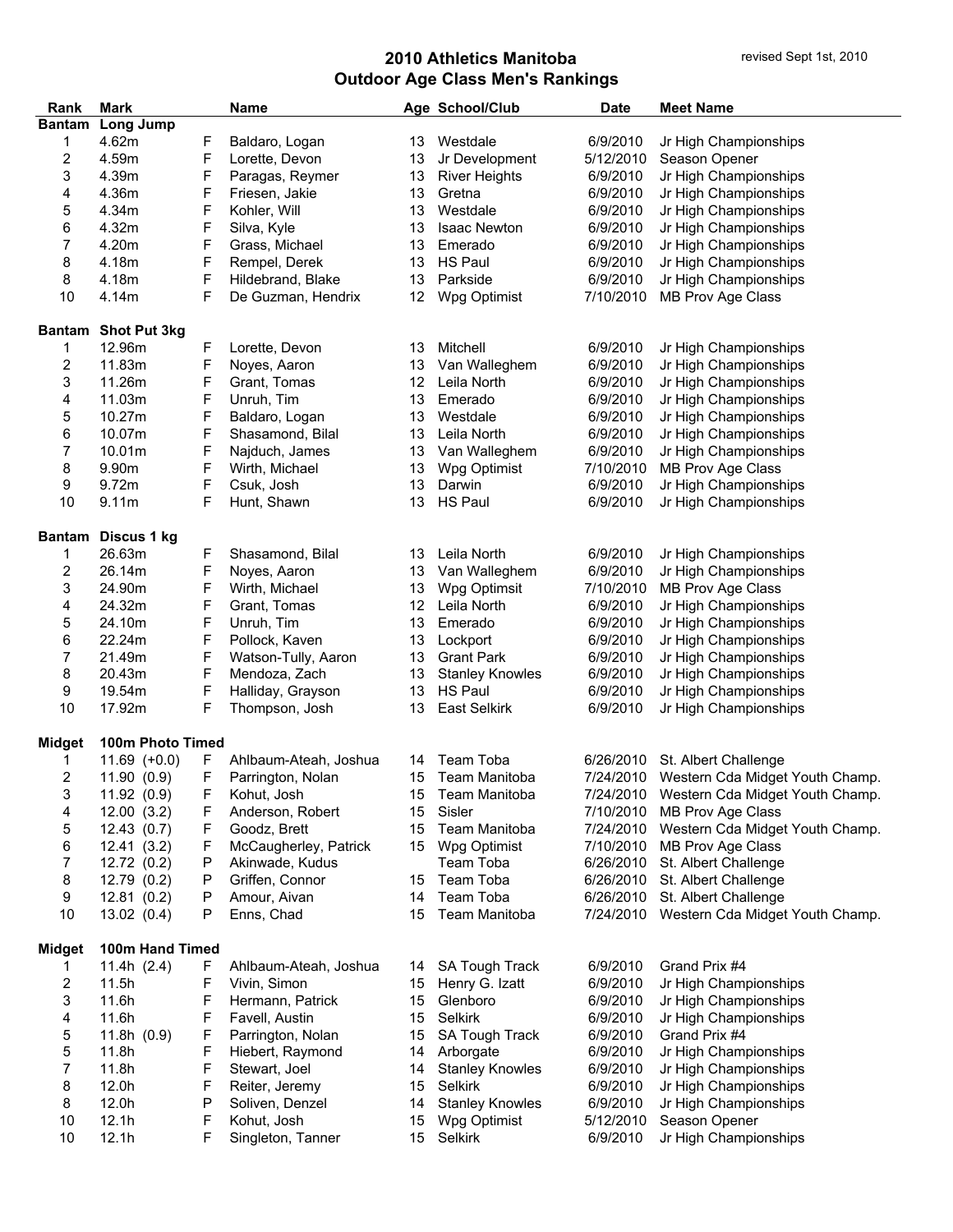# 2010 Athletics Manitoba
## Outdoor Age Class Men's Rankings

revised Sept 1st, 2010

| Rank | Mark | | Name | Age | School/Club | Date | Meet Name |
|---|---|---|---|---|---|---|---|
| **Bantam** | **Long Jump** | | | | | | |
| 1 | 4.62m | F | Baldaro, Logan | 13 | Westdale | 6/9/2010 | Jr High Championships |
| 2 | 4.59m | F | Lorette, Devon | 13 | Jr Development | 5/12/2010 | Season Opener |
| 3 | 4.39m | F | Paragas, Reymer | 13 | River Heights | 6/9/2010 | Jr High Championships |
| 4 | 4.36m | F | Friesen, Jakie | 13 | Gretna | 6/9/2010 | Jr High Championships |
| 5 | 4.34m | F | Kohler, Will | 13 | Westdale | 6/9/2010 | Jr High Championships |
| 6 | 4.32m | F | Silva, Kyle | 13 | Isaac Newton | 6/9/2010 | Jr High Championships |
| 7 | 4.20m | F | Grass, Michael | 13 | Emerado | 6/9/2010 | Jr High Championships |
| 8 | 4.18m | F | Rempel, Derek | 13 | HS Paul | 6/9/2010 | Jr High Championships |
| 8 | 4.18m | F | Hildebrand, Blake | 13 | Parkside | 6/9/2010 | Jr High Championships |
| 10 | 4.14m | F | De Guzman, Hendrix | 12 | Wpg Optimist | 7/10/2010 | MB Prov Age Class |
| | | | | | | | |
| **Bantam** | **Shot Put 3kg** | | | | | | |
| 1 | 12.96m | F | Lorette, Devon | 13 | Mitchell | 6/9/2010 | Jr High Championships |
| 2 | 11.83m | F | Noyes, Aaron | 13 | Van Walleghem | 6/9/2010 | Jr High Championships |
| 3 | 11.26m | F | Grant, Tomas | 12 | Leila North | 6/9/2010 | Jr High Championships |
| 4 | 11.03m | F | Unruh, Tim | 13 | Emerado | 6/9/2010 | Jr High Championships |
| 5 | 10.27m | F | Baldaro, Logan | 13 | Westdale | 6/9/2010 | Jr High Championships |
| 6 | 10.07m | F | Shasamond, Bilal | 13 | Leila North | 6/9/2010 | Jr High Championships |
| 7 | 10.01m | F | Najduch, James | 13 | Van Walleghem | 6/9/2010 | Jr High Championships |
| 8 | 9.90m | F | Wirth, Michael | 13 | Wpg Optimist | 7/10/2010 | MB Prov Age Class |
| 9 | 9.72m | F | Csuk, Josh | 13 | Darwin | 6/9/2010 | Jr High Championships |
| 10 | 9.11m | F | Hunt, Shawn | 13 | HS Paul | 6/9/2010 | Jr High Championships |
| | | | | | | | |
| **Bantam** | **Discus 1 kg** | | | | | | |
| 1 | 26.63m | F | Shasamond, Bilal | 13 | Leila North | 6/9/2010 | Jr High Championships |
| 2 | 26.14m | F | Noyes, Aaron | 13 | Van Walleghem | 6/9/2010 | Jr High Championships |
| 3 | 24.90m | F | Wirth, Michael | 13 | Wpg Optimsit | 7/10/2010 | MB Prov Age Class |
| 4 | 24.32m | F | Grant, Tomas | 12 | Leila North | 6/9/2010 | Jr High Championships |
| 5 | 24.10m | F | Unruh, Tim | 13 | Emerado | 6/9/2010 | Jr High Championships |
| 6 | 22.24m | F | Pollock, Kaven | 13 | Lockport | 6/9/2010 | Jr High Championships |
| 7 | 21.49m | F | Watson-Tully, Aaron | 13 | Grant Park | 6/9/2010 | Jr High Championships |
| 8 | 20.43m | F | Mendoza, Zach | 13 | Stanley Knowles | 6/9/2010 | Jr High Championships |
| 9 | 19.54m | F | Halliday, Grayson | 13 | HS Paul | 6/9/2010 | Jr High Championships |
| 10 | 17.92m | F | Thompson, Josh | 13 | East Selkirk | 6/9/2010 | Jr High Championships |
| | | | | | | | |
| **Midget** | **100m Photo Timed** | | | | | | |
| 1 | 11.69 (+0.0) | F | Ahlbaum-Ateah, Joshua | 14 | Team Toba | 6/26/2010 | St. Albert Challenge |
| 2 | 11.90 (0.9) | F | Parrington, Nolan | 15 | Team Manitoba | 7/24/2010 | Western Cda Midget Youth Champ. |
| 3 | 11.92 (0.9) | F | Kohut, Josh | 15 | Team Manitoba | 7/24/2010 | Western Cda Midget Youth Champ. |
| 4 | 12.00 (3.2) | F | Anderson, Robert | 15 | Sisler | 7/10/2010 | MB Prov Age Class |
| 5 | 12.43 (0.7) | F | Goodz, Brett | 15 | Team Manitoba | 7/24/2010 | Western Cda Midget Youth Champ. |
| 6 | 12.41 (3.2) | F | McCaugherley, Patrick | 15 | Wpg Optimist | 7/10/2010 | MB Prov Age Class |
| 7 | 12.72 (0.2) | P | Akinwade, Kudus | | Team Toba | 6/26/2010 | St. Albert Challenge |
| 8 | 12.79 (0.2) | P | Griffen, Connor | 15 | Team Toba | 6/26/2010 | St. Albert Challenge |
| 9 | 12.81 (0.2) | P | Amour, Aivan | 14 | Team Toba | 6/26/2010 | St. Albert Challenge |
| 10 | 13.02 (0.4) | P | Enns, Chad | 15 | Team Manitoba | 7/24/2010 | Western Cda Midget Youth Champ. |
| | | | | | | | |
| **Midget** | **100m Hand Timed** | | | | | | |
| 1 | 11.4h (2.4) | F | Ahlbaum-Ateah, Joshua | 14 | SA Tough Track | 6/9/2010 | Grand Prix #4 |
| 2 | 11.5h | F | Vivin, Simon | 15 | Henry G. Izatt | 6/9/2010 | Jr High Championships |
| 3 | 11.6h | F | Hermann, Patrick | 15 | Glenboro | 6/9/2010 | Jr High Championships |
| 4 | 11.6h | F | Favell, Austin | 15 | Selkirk | 6/9/2010 | Jr High Championships |
| 5 | 11.8h (0.9) | F | Parrington, Nolan | 15 | SA Tough Track | 6/9/2010 | Grand Prix #4 |
| 5 | 11.8h | F | Hiebert, Raymond | 14 | Arborgate | 6/9/2010 | Jr High Championships |
| 7 | 11.8h | F | Stewart, Joel | 14 | Stanley Knowles | 6/9/2010 | Jr High Championships |
| 8 | 12.0h | F | Reiter, Jeremy | 15 | Selkirk | 6/9/2010 | Jr High Championships |
| 8 | 12.0h | P | Soliven, Denzel | 14 | Stanley Knowles | 6/9/2010 | Jr High Championships |
| 10 | 12.1h | F | Kohut, Josh | 15 | Wpg Optimist | 5/12/2010 | Season Opener |
| 10 | 12.1h | F | Singleton, Tanner | 15 | Selkirk | 6/9/2010 | Jr High Championships |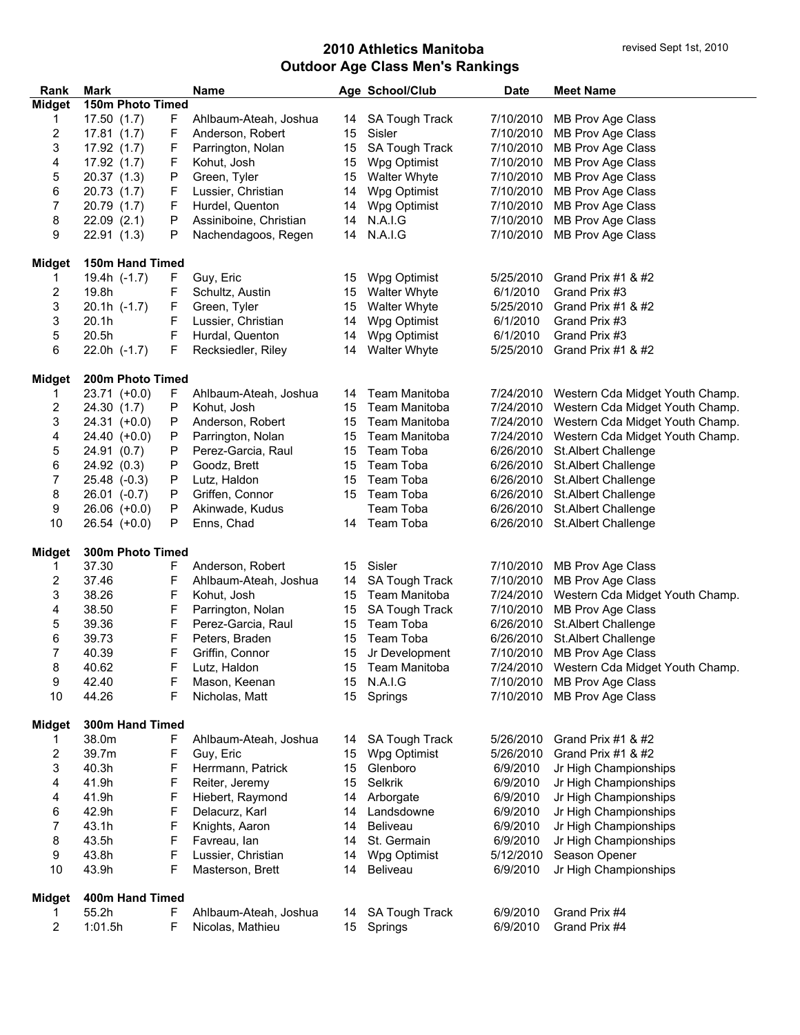# 2010 Athletics Manitoba
## Outdoor Age Class Men's Rankings

revised Sept 1st, 2010

| Rank | Mark | | Name | Age | School/Club | Date | Meet Name |
|---|---|---|---|---|---|---|---|
| **Midget** | **150m Photo Timed** | | | | | | |
| 1 | 17.50 (1.7) | F | Ahlbaum-Ateah, Joshua | 14 | SA Tough Track | 7/10/2010 | MB Prov Age Class |
| 2 | 17.81 (1.7) | F | Anderson, Robert | 15 | Sisler | 7/10/2010 | MB Prov Age Class |
| 3 | 17.92 (1.7) | F | Parrington, Nolan | 15 | SA Tough Track | 7/10/2010 | MB Prov Age Class |
| 4 | 17.92 (1.7) | F | Kohut, Josh | 15 | Wpg Optimist | 7/10/2010 | MB Prov Age Class |
| 5 | 20.37 (1.3) | P | Green, Tyler | 15 | Walter Whyte | 7/10/2010 | MB Prov Age Class |
| 6 | 20.73 (1.7) | F | Lussier, Christian | 14 | Wpg Optimist | 7/10/2010 | MB Prov Age Class |
| 7 | 20.79 (1.7) | F | Hurdel, Quenton | 14 | Wpg Optimist | 7/10/2010 | MB Prov Age Class |
| 8 | 22.09 (2.1) | P | Assiniboine, Christian | 14 | N.A.I.G | 7/10/2010 | MB Prov Age Class |
| 9 | 22.91 (1.3) | P | Nachendagoos, Regen | 14 | N.A.I.G | 7/10/2010 | MB Prov Age Class |
| **Midget** | **150m Hand Timed** | | | | | | |
| 1 | 19.4h (-1.7) | F | Guy, Eric | 15 | Wpg Optimist | 5/25/2010 | Grand Prix #1 & #2 |
| 2 | 19.8h | F | Schultz, Austin | 15 | Walter Whyte | 6/1/2010 | Grand Prix #3 |
| 3 | 20.1h (-1.7) | F | Green, Tyler | 15 | Walter Whyte | 5/25/2010 | Grand Prix #1 & #2 |
| 3 | 20.1h | F | Lussier, Christian | 14 | Wpg Optimist | 6/1/2010 | Grand Prix #3 |
| 5 | 20.5h | F | Hurdal, Quenton | 14 | Wpg Optimist | 6/1/2010 | Grand Prix #3 |
| 6 | 22.0h (-1.7) | F | Recksiedler, Riley | 14 | Walter Whyte | 5/25/2010 | Grand Prix #1 & #2 |
| **Midget** | **200m Photo Timed** | | | | | | |
| 1 | 23.71 (+0.0) | F | Ahlbaum-Ateah, Joshua | 14 | Team Manitoba | 7/24/2010 | Western Cda Midget Youth Champ. |
| 2 | 24.30 (1.7) | P | Kohut, Josh | 15 | Team Manitoba | 7/24/2010 | Western Cda Midget Youth Champ. |
| 3 | 24.31 (+0.0) | P | Anderson, Robert | 15 | Team Manitoba | 7/24/2010 | Western Cda Midget Youth Champ. |
| 4 | 24.40 (+0.0) | P | Parrington, Nolan | 15 | Team Manitoba | 7/24/2010 | Western Cda Midget Youth Champ. |
| 5 | 24.91 (0.7) | P | Perez-Garcia, Raul | 15 | Team Toba | 6/26/2010 | St.Albert Challenge |
| 6 | 24.92 (0.3) | P | Goodz, Brett | 15 | Team Toba | 6/26/2010 | St.Albert Challenge |
| 7 | 25.48 (-0.3) | P | Lutz, Haldon | 15 | Team Toba | 6/26/2010 | St.Albert Challenge |
| 8 | 26.01 (-0.7) | P | Griffen, Connor | 15 | Team Toba | 6/26/2010 | St.Albert Challenge |
| 9 | 26.06 (+0.0) | P | Akinwade, Kudus | | Team Toba | 6/26/2010 | St.Albert Challenge |
| 10 | 26.54 (+0.0) | P | Enns, Chad | 14 | Team Toba | 6/26/2010 | St.Albert Challenge |
| **Midget** | **300m Photo Timed** | | | | | | |
| 1 | 37.30 | F | Anderson, Robert | 15 | Sisler | 7/10/2010 | MB Prov Age Class |
| 2 | 37.46 | F | Ahlbaum-Ateah, Joshua | 14 | SA Tough Track | 7/10/2010 | MB Prov Age Class |
| 3 | 38.26 | F | Kohut, Josh | 15 | Team Manitoba | 7/24/2010 | Western Cda Midget Youth Champ. |
| 4 | 38.50 | F | Parrington, Nolan | 15 | SA Tough Track | 7/10/2010 | MB Prov Age Class |
| 5 | 39.36 | F | Perez-Garcia, Raul | 15 | Team Toba | 6/26/2010 | St.Albert Challenge |
| 6 | 39.73 | F | Peters, Braden | 15 | Team Toba | 6/26/2010 | St.Albert Challenge |
| 7 | 40.39 | F | Griffin, Connor | 15 | Jr Development | 7/10/2010 | MB Prov Age Class |
| 8 | 40.62 | F | Lutz, Haldon | 15 | Team Manitoba | 7/24/2010 | Western Cda Midget Youth Champ. |
| 9 | 42.40 | F | Mason, Keenan | 15 | N.A.I.G | 7/10/2010 | MB Prov Age Class |
| 10 | 44.26 | F | Nicholas, Matt | 15 | Springs | 7/10/2010 | MB Prov Age Class |
| **Midget** | **300m Hand Timed** | | | | | | |
| 1 | 38.0m | F | Ahlbaum-Ateah, Joshua | 14 | SA Tough Track | 5/26/2010 | Grand Prix #1 & #2 |
| 2 | 39.7m | F | Guy, Eric | 15 | Wpg Optimist | 5/26/2010 | Grand Prix #1 & #2 |
| 3 | 40.3h | F | Herrmann, Patrick | 15 | Glenboro | 6/9/2010 | Jr High Championships |
| 4 | 41.9h | F | Reiter, Jeremy | 15 | Selkrik | 6/9/2010 | Jr High Championships |
| 4 | 41.9h | F | Hiebert, Raymond | 14 | Arborgate | 6/9/2010 | Jr High Championships |
| 6 | 42.9h | F | Delacurz, Karl | 14 | Landsdowne | 6/9/2010 | Jr High Championships |
| 7 | 43.1h | F | Knights, Aaron | 14 | Beliveau | 6/9/2010 | Jr High Championships |
| 8 | 43.5h | F | Favreau, Ian | 14 | St. Germain | 6/9/2010 | Jr High Championships |
| 9 | 43.8h | F | Lussier, Christian | 14 | Wpg Optimist | 5/12/2010 | Season Opener |
| 10 | 43.9h | F | Masterson, Brett | 14 | Beliveau | 6/9/2010 | Jr High Championships |
| **Midget** | **400m Hand Timed** | | | | | | |
| 1 | 55.2h | F | Ahlbaum-Ateah, Joshua | 14 | SA Tough Track | 6/9/2010 | Grand Prix #4 |
| 2 | 1:01.5h | F | Nicolas, Mathieu | 15 | Springs | 6/9/2010 | Grand Prix #4 |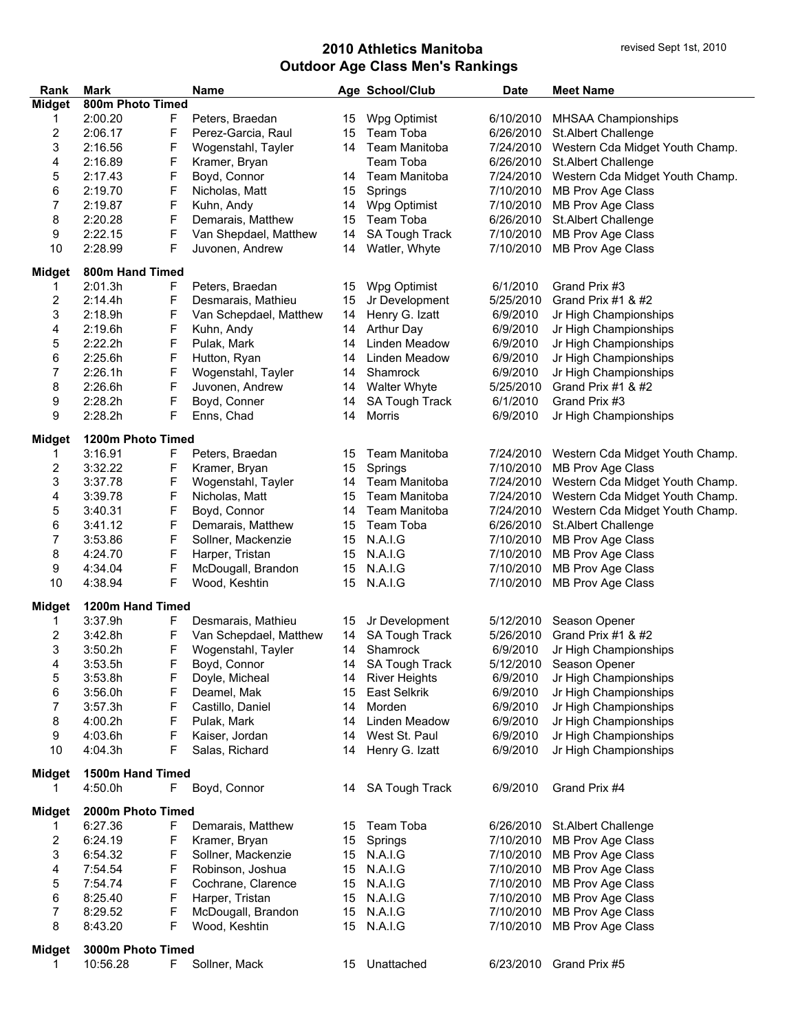# 2010 Athletics Manitoba
## Outdoor Age Class Men's Rankings

revised Sept 1st, 2010

| Rank | Mark | | Name | Age | School/Club | Date | Meet Name |
|---|---|---|---|---|---|---|---|
| **Midget** | **800m Photo Timed** | | | | | | |
| 1 | 2:00.20 | F | Peters, Braedan | 15 | Wpg Optimist | 6/10/2010 | MHSAA Championships |
| 2 | 2:06.17 | F | Perez-Garcia, Raul | 15 | Team Toba | 6/26/2010 | St.Albert Challenge |
| 3 | 2:16.56 | F | Wogenstahl, Tayler | 14 | Team Manitoba | 7/24/2010 | Western Cda Midget Youth Champ. |
| 4 | 2:16.89 | F | Kramer, Bryan | | Team Toba | 6/26/2010 | St.Albert Challenge |
| 5 | 2:17.43 | F | Boyd, Connor | 14 | Team Manitoba | 7/24/2010 | Western Cda Midget Youth Champ. |
| 6 | 2:19.70 | F | Nicholas, Matt | 15 | Springs | 7/10/2010 | MB Prov Age Class |
| 7 | 2:19.87 | F | Kuhn, Andy | 14 | Wpg Optimist | 7/10/2010 | MB Prov Age Class |
| 8 | 2:20.28 | F | Demarais, Matthew | 15 | Team Toba | 6/26/2010 | St.Albert Challenge |
| 9 | 2:22.15 | F | Van Shepdael, Matthew | 14 | SA Tough Track | 7/10/2010 | MB Prov Age Class |
| 10 | 2:28.99 | F | Juvonen, Andrew | 14 | Watler, Whyte | 7/10/2010 | MB Prov Age Class |
| **Midget** | **800m Hand Timed** | | | | | | |
| 1 | 2:01.3h | F | Peters, Braedan | 15 | Wpg Optimist | 6/1/2010 | Grand Prix #3 |
| 2 | 2:14.4h | F | Desmarais, Mathieu | 15 | Jr Development | 5/25/2010 | Grand Prix #1 & #2 |
| 3 | 2:18.9h | F | Van Schepdael, Matthew | 14 | Henry G. Izatt | 6/9/2010 | Jr High Championships |
| 4 | 2:19.6h | F | Kuhn, Andy | 14 | Arthur Day | 6/9/2010 | Jr High Championships |
| 5 | 2:22.2h | F | Pulak, Mark | 14 | Linden Meadow | 6/9/2010 | Jr High Championships |
| 6 | 2:25.6h | F | Hutton, Ryan | 14 | Linden Meadow | 6/9/2010 | Jr High Championships |
| 7 | 2:26.1h | F | Wogenstahl, Tayler | 14 | Shamrock | 6/9/2010 | Jr High Championships |
| 8 | 2:26.6h | F | Juvonen, Andrew | 14 | Walter Whyte | 5/25/2010 | Grand Prix #1 & #2 |
| 9 | 2:28.2h | F | Boyd, Conner | 14 | SA Tough Track | 6/1/2010 | Grand Prix #3 |
| 9 | 2:28.2h | F | Enns, Chad | 14 | Morris | 6/9/2010 | Jr High Championships |
| **Midget** | **1200m Photo Timed** | | | | | | |
| 1 | 3:16.91 | F | Peters, Braedan | 15 | Team Manitoba | 7/24/2010 | Western Cda Midget Youth Champ. |
| 2 | 3:32.22 | F | Kramer, Bryan | 15 | Springs | 7/10/2010 | MB Prov Age Class |
| 3 | 3:37.78 | F | Wogenstahl, Tayler | 14 | Team Manitoba | 7/24/2010 | Western Cda Midget Youth Champ. |
| 4 | 3:39.78 | F | Nicholas, Matt | 15 | Team Manitoba | 7/24/2010 | Western Cda Midget Youth Champ. |
| 5 | 3:40.31 | F | Boyd, Connor | 14 | Team Manitoba | 7/24/2010 | Western Cda Midget Youth Champ. |
| 6 | 3:41.12 | F | Demarais, Matthew | 15 | Team Toba | 6/26/2010 | St.Albert Challenge |
| 7 | 3:53.86 | F | Sollner, Mackenzie | 15 | N.A.I.G | 7/10/2010 | MB Prov Age Class |
| 8 | 4:24.70 | F | Harper, Tristan | 15 | N.A.I.G | 7/10/2010 | MB Prov Age Class |
| 9 | 4:34.04 | F | McDougall, Brandon | 15 | N.A.I.G | 7/10/2010 | MB Prov Age Class |
| 10 | 4:38.94 | F | Wood, Keshtin | 15 | N.A.I.G | 7/10/2010 | MB Prov Age Class |
| **Midget** | **1200m Hand Timed** | | | | | | |
| 1 | 3:37.9h | F | Desmarais, Mathieu | 15 | Jr Development | 5/12/2010 | Season Opener |
| 2 | 3:42.8h | F | Van Schepdael, Matthew | 14 | SA Tough Track | 5/26/2010 | Grand Prix #1 & #2 |
| 3 | 3:50.2h | F | Wogenstahl, Tayler | 14 | Shamrock | 6/9/2010 | Jr High Championships |
| 4 | 3:53.5h | F | Boyd, Connor | 14 | SA Tough Track | 5/12/2010 | Season Opener |
| 5 | 3:53.8h | F | Doyle, Micheal | 14 | River Heights | 6/9/2010 | Jr High Championships |
| 6 | 3:56.0h | F | Deamel, Mak | 15 | East Selkrik | 6/9/2010 | Jr High Championships |
| 7 | 3:57.3h | F | Castillo, Daniel | 14 | Morden | 6/9/2010 | Jr High Championships |
| 8 | 4:00.2h | F | Pulak, Mark | 14 | Linden Meadow | 6/9/2010 | Jr High Championships |
| 9 | 4:03.6h | F | Kaiser, Jordan | 14 | West St. Paul | 6/9/2010 | Jr High Championships |
| 10 | 4:04.3h | F | Salas, Richard | 14 | Henry G. Izatt | 6/9/2010 | Jr High Championships |
| **Midget** | **1500m Hand Timed** | | | | | | |
| 1 | 4:50.0h | F | Boyd, Connor | 14 | SA Tough Track | 6/9/2010 | Grand Prix #4 |
| **Midget** | **2000m Photo Timed** | | | | | | |
| 1 | 6:27.36 | F | Demarais, Matthew | 15 | Team Toba | 6/26/2010 | St.Albert Challenge |
| 2 | 6:24.19 | F | Kramer, Bryan | 15 | Springs | 7/10/2010 | MB Prov Age Class |
| 3 | 6:54.32 | F | Sollner, Mackenzie | 15 | N.A.I.G | 7/10/2010 | MB Prov Age Class |
| 4 | 7:54.54 | F | Robinson, Joshua | 15 | N.A.I.G | 7/10/2010 | MB Prov Age Class |
| 5 | 7:54.74 | F | Cochrane, Clarence | 15 | N.A.I.G | 7/10/2010 | MB Prov Age Class |
| 6 | 8:25.40 | F | Harper, Tristan | 15 | N.A.I.G | 7/10/2010 | MB Prov Age Class |
| 7 | 8:29.52 | F | McDougall, Brandon | 15 | N.A.I.G | 7/10/2010 | MB Prov Age Class |
| 8 | 8:43.20 | F | Wood, Keshtin | 15 | N.A.I.G | 7/10/2010 | MB Prov Age Class |
| **Midget** | **3000m Photo Timed** | | | | | | |
| 1 | 10:56.28 | F | Sollner, Mack | 15 | Unattached | 6/23/2010 | Grand Prix #5 |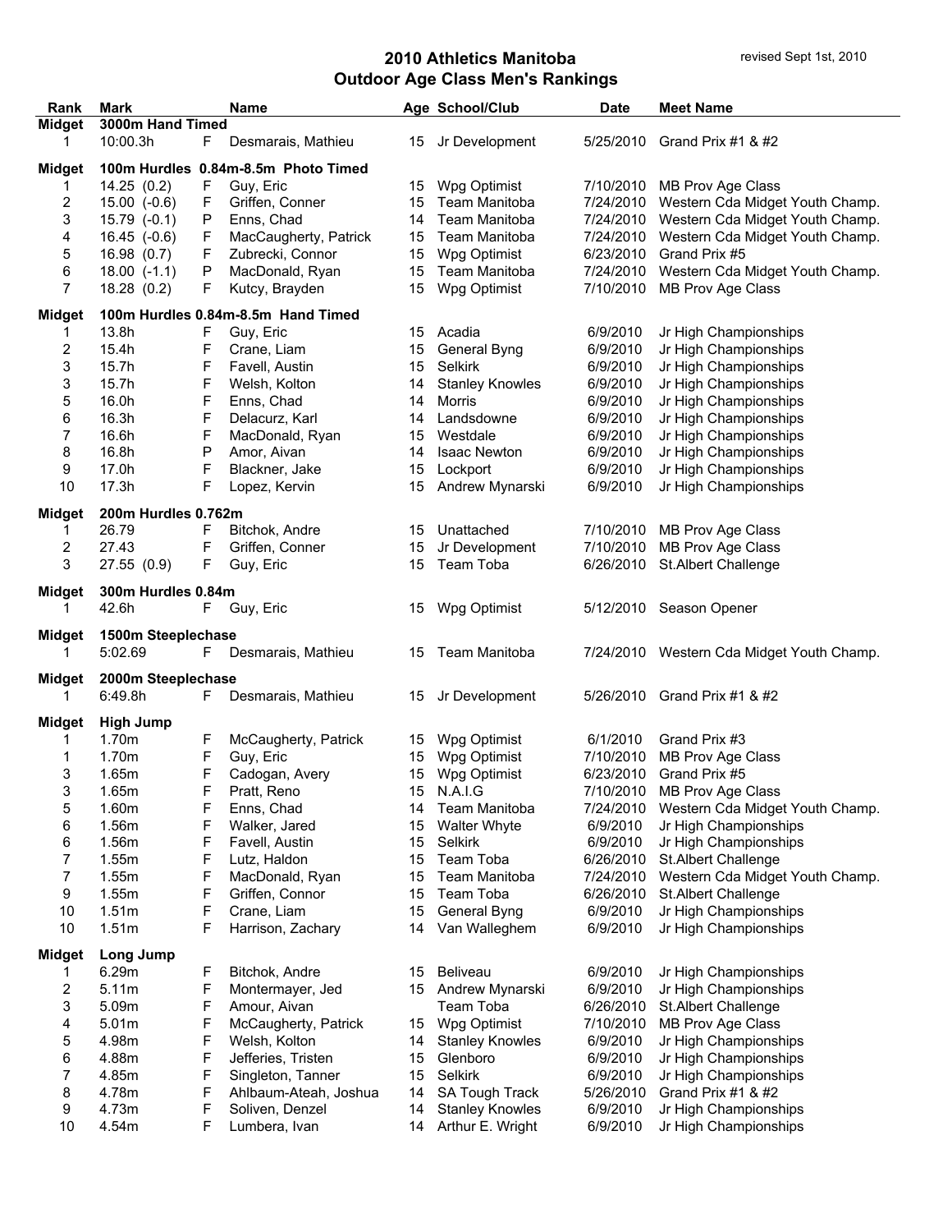# 2010 Athletics Manitoba
## Outdoor Age Class Men's Rankings

revised Sept 1st, 2010

| Rank | Mark | | Name | Age | School/Club | Date | Meet Name |
|---|---|---|---|---|---|---|---|
| **Midget** | **3000m Hand Timed** | | | | | | |
| 1 | 10:00.3h | F | Desmarais, Mathieu | 15 | Jr Development | 5/25/2010 | Grand Prix #1 & #2 |
| **Midget** | **100m Hurdles 0.84m-8.5m Photo Timed** | | | | | | |
| 1 | 14.25 (0.2) | F | Guy, Eric | 15 | Wpg Optimist | 7/10/2010 | MB Prov Age Class |
| 2 | 15.00 (-0.6) | F | Griffen, Conner | 15 | Team Manitoba | 7/24/2010 | Western Cda Midget Youth Champ. |
| 3 | 15.79 (-0.1) | P | Enns, Chad | 14 | Team Manitoba | 7/24/2010 | Western Cda Midget Youth Champ. |
| 4 | 16.45 (-0.6) | F | MacCaugherty, Patrick | 15 | Team Manitoba | 7/24/2010 | Western Cda Midget Youth Champ. |
| 5 | 16.98 (0.7) | F | Zubrecki, Connor | 15 | Wpg Optimist | 6/23/2010 | Grand Prix #5 |
| 6 | 18.00 (-1.1) | P | MacDonald, Ryan | 15 | Team Manitoba | 7/24/2010 | Western Cda Midget Youth Champ. |
| 7 | 18.28 (0.2) | F | Kutcy, Brayden | 15 | Wpg Optimist | 7/10/2010 | MB Prov Age Class |
| **Midget** | **100m Hurdles 0.84m-8.5m Hand Timed** | | | | | | |
| 1 | 13.8h | F | Guy, Eric | 15 | Acadia | 6/9/2010 | Jr High Championships |
| 2 | 15.4h | F | Crane, Liam | 15 | General Byng | 6/9/2010 | Jr High Championships |
| 3 | 15.7h | F | Favell, Austin | 15 | Selkirk | 6/9/2010 | Jr High Championships |
| 3 | 15.7h | F | Welsh, Kolton | 14 | Stanley Knowles | 6/9/2010 | Jr High Championships |
| 5 | 16.0h | F | Enns, Chad | 14 | Morris | 6/9/2010 | Jr High Championships |
| 6 | 16.3h | F | Delacurz, Karl | 14 | Landsdowne | 6/9/2010 | Jr High Championships |
| 7 | 16.6h | F | MacDonald, Ryan | 15 | Westdale | 6/9/2010 | Jr High Championships |
| 8 | 16.8h | P | Amor, Aivan | 14 | Isaac Newton | 6/9/2010 | Jr High Championships |
| 9 | 17.0h | F | Blackner, Jake | 15 | Lockport | 6/9/2010 | Jr High Championships |
| 10 | 17.3h | F | Lopez, Kervin | 15 | Andrew Mynarski | 6/9/2010 | Jr High Championships |
| **Midget** | **200m Hurdles 0.762m** | | | | | | |
| 1 | 26.79 | F | Bitchok, Andre | 15 | Unattached | 7/10/2010 | MB Prov Age Class |
| 2 | 27.43 | F | Griffen, Conner | 15 | Jr Development | 7/10/2010 | MB Prov Age Class |
| 3 | 27.55 (0.9) | F | Guy, Eric | 15 | Team Toba | 6/26/2010 | St.Albert Challenge |
| **Midget** | **300m Hurdles 0.84m** | | | | | | |
| 1 | 42.6h | F | Guy, Eric | 15 | Wpg Optimist | 5/12/2010 | Season Opener |
| **Midget** | **1500m Steeplechase** | | | | | | |
| 1 | 5:02.69 | F | Desmarais, Mathieu | 15 | Team Manitoba | 7/24/2010 | Western Cda Midget Youth Champ. |
| **Midget** | **2000m Steeplechase** | | | | | | |
| 1 | 6:49.8h | F | Desmarais, Mathieu | 15 | Jr Development | 5/26/2010 | Grand Prix #1 & #2 |
| **Midget** | **High Jump** | | | | | | |
| 1 | 1.70m | F | McCaugherty, Patrick | 15 | Wpg Optimist | 6/1/2010 | Grand Prix #3 |
| 1 | 1.70m | F | Guy, Eric | 15 | Wpg Optimist | 7/10/2010 | MB Prov Age Class |
| 3 | 1.65m | F | Cadogan, Avery | 15 | Wpg Optimist | 6/23/2010 | Grand Prix #5 |
| 3 | 1.65m | F | Pratt, Reno | 15 | N.A.I.G | 7/10/2010 | MB Prov Age Class |
| 5 | 1.60m | F | Enns, Chad | 14 | Team Manitoba | 7/24/2010 | Western Cda Midget Youth Champ. |
| 6 | 1.56m | F | Walker, Jared | 15 | Walter Whyte | 6/9/2010 | Jr High Championships |
| 6 | 1.56m | F | Favell, Austin | 15 | Selkirk | 6/9/2010 | Jr High Championships |
| 7 | 1.55m | F | Lutz, Haldon | 15 | Team Toba | 6/26/2010 | St.Albert Challenge |
| 7 | 1.55m | F | MacDonald, Ryan | 15 | Team Manitoba | 7/24/2010 | Western Cda Midget Youth Champ. |
| 9 | 1.55m | F | Griffen, Connor | 15 | Team Toba | 6/26/2010 | St.Albert Challenge |
| 10 | 1.51m | F | Crane, Liam | 15 | General Byng | 6/9/2010 | Jr High Championships |
| 10 | 1.51m | F | Harrison, Zachary | 14 | Van Walleghem | 6/9/2010 | Jr High Championships |
| **Midget** | **Long Jump** | | | | | | |
| 1 | 6.29m | F | Bitchok, Andre | 15 | Beliveau | 6/9/2010 | Jr High Championships |
| 2 | 5.11m | F | Montermayer, Jed | 15 | Andrew Mynarski | 6/9/2010 | Jr High Championships |
| 3 | 5.09m | F | Amour, Aivan | | Team Toba | 6/26/2010 | St.Albert Challenge |
| 4 | 5.01m | F | McCaugherty, Patrick | 15 | Wpg Optimist | 7/10/2010 | MB Prov Age Class |
| 5 | 4.98m | F | Welsh, Kolton | 14 | Stanley Knowles | 6/9/2010 | Jr High Championships |
| 6 | 4.88m | F | Jefferies, Tristen | 15 | Glenboro | 6/9/2010 | Jr High Championships |
| 7 | 4.85m | F | Singleton, Tanner | 15 | Selkirk | 6/9/2010 | Jr High Championships |
| 8 | 4.78m | F | Ahlbaum-Ateah, Joshua | 14 | SA Tough Track | 5/26/2010 | Grand Prix #1 & #2 |
| 9 | 4.73m | F | Soliven, Denzel | 14 | Stanley Knowles | 6/9/2010 | Jr High Championships |
| 10 | 4.54m | F | Lumbera, Ivan | 14 | Arthur E. Wright | 6/9/2010 | Jr High Championships |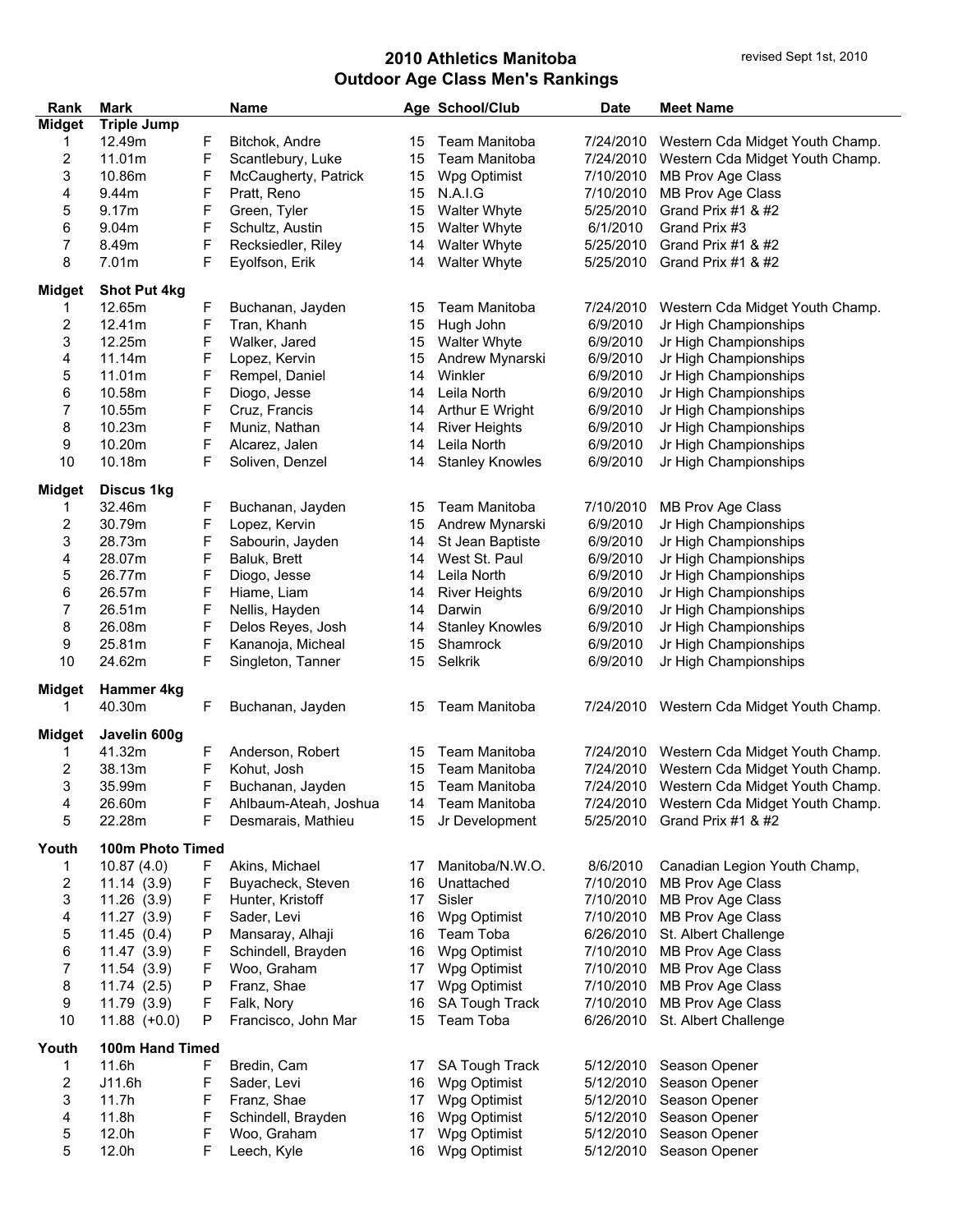# 2010 Athletics Manitoba
## Outdoor Age Class Men's Rankings

revised Sept 1st, 2010

| Rank | Mark | | Name | Age | School/Club | Date | Meet Name |
|---|---|---|---|---|---|---|---|
| **Midget** | **Triple Jump** | | | | | | |
| 1 | 12.49m | F | Bitchok, Andre | 15 | Team Manitoba | 7/24/2010 | Western Cda Midget Youth Champ. |
| 2 | 11.01m | F | Scantlebury, Luke | 15 | Team Manitoba | 7/24/2010 | Western Cda Midget Youth Champ. |
| 3 | 10.86m | F | McCaugherty, Patrick | 15 | Wpg Optimist | 7/10/2010 | MB Prov Age Class |
| 4 | 9.44m | F | Pratt, Reno | 15 | N.A.I.G | 7/10/2010 | MB Prov Age Class |
| 5 | 9.17m | F | Green, Tyler | 15 | Walter Whyte | 5/25/2010 | Grand Prix #1 & #2 |
| 6 | 9.04m | F | Schultz, Austin | 15 | Walter Whyte | 6/1/2010 | Grand Prix #3 |
| 7 | 8.49m | F | Recksiedler, Riley | 14 | Walter Whyte | 5/25/2010 | Grand Prix #1 & #2 |
| 8 | 7.01m | F | Eyolfson, Erik | 14 | Walter Whyte | 5/25/2010 | Grand Prix #1 & #2 |
| **Midget** | **Shot Put 4kg** | | | | | | |
| 1 | 12.65m | F | Buchanan, Jayden | 15 | Team Manitoba | 7/24/2010 | Western Cda Midget Youth Champ. |
| 2 | 12.41m | F | Tran, Khanh | 15 | Hugh John | 6/9/2010 | Jr High Championships |
| 3 | 12.25m | F | Walker, Jared | 15 | Walter Whyte | 6/9/2010 | Jr High Championships |
| 4 | 11.14m | F | Lopez, Kervin | 15 | Andrew Mynarski | 6/9/2010 | Jr High Championships |
| 5 | 11.01m | F | Rempel, Daniel | 14 | Winkler | 6/9/2010 | Jr High Championships |
| 6 | 10.58m | F | Diogo, Jesse | 14 | Leila North | 6/9/2010 | Jr High Championships |
| 7 | 10.55m | F | Cruz, Francis | 14 | Arthur E Wright | 6/9/2010 | Jr High Championships |
| 8 | 10.23m | F | Muniz, Nathan | 14 | River Heights | 6/9/2010 | Jr High Championships |
| 9 | 10.20m | F | Alcarez, Jalen | 14 | Leila North | 6/9/2010 | Jr High Championships |
| 10 | 10.18m | F | Soliven, Denzel | 14 | Stanley Knowles | 6/9/2010 | Jr High Championships |
| **Midget** | **Discus 1kg** | | | | | | |
| 1 | 32.46m | F | Buchanan, Jayden | 15 | Team Manitoba | 7/10/2010 | MB Prov Age Class |
| 2 | 30.79m | F | Lopez, Kervin | 15 | Andrew Mynarski | 6/9/2010 | Jr High Championships |
| 3 | 28.73m | F | Sabourin, Jayden | 14 | St Jean Baptiste | 6/9/2010 | Jr High Championships |
| 4 | 28.07m | F | Baluk, Brett | 14 | West St. Paul | 6/9/2010 | Jr High Championships |
| 5 | 26.77m | F | Diogo, Jesse | 14 | Leila North | 6/9/2010 | Jr High Championships |
| 6 | 26.57m | F | Hiame, Liam | 14 | River Heights | 6/9/2010 | Jr High Championships |
| 7 | 26.51m | F | Nellis, Hayden | 14 | Darwin | 6/9/2010 | Jr High Championships |
| 8 | 26.08m | F | Delos Reyes, Josh | 14 | Stanley Knowles | 6/9/2010 | Jr High Championships |
| 9 | 25.81m | F | Kananoja, Micheal | 15 | Shamrock | 6/9/2010 | Jr High Championships |
| 10 | 24.62m | F | Singleton, Tanner | 15 | Selkrik | 6/9/2010 | Jr High Championships |
| **Midget** | **Hammer 4kg** | | | | | | |
| 1 | 40.30m | F | Buchanan, Jayden | 15 | Team Manitoba | 7/24/2010 | Western Cda Midget Youth Champ. |
| **Midget** | **Javelin 600g** | | | | | | |
| 1 | 41.32m | F | Anderson, Robert | 15 | Team Manitoba | 7/24/2010 | Western Cda Midget Youth Champ. |
| 2 | 38.13m | F | Kohut, Josh | 15 | Team Manitoba | 7/24/2010 | Western Cda Midget Youth Champ. |
| 3 | 35.99m | F | Buchanan, Jayden | 15 | Team Manitoba | 7/24/2010 | Western Cda Midget Youth Champ. |
| 4 | 26.60m | F | Ahlbaum-Ateah, Joshua | 14 | Team Manitoba | 7/24/2010 | Western Cda Midget Youth Champ. |
| 5 | 22.28m | F | Desmarais, Mathieu | 15 | Jr Development | 5/25/2010 | Grand Prix #1 & #2 |
| **Youth** | **100m Photo Timed** | | | | | | |
| 1 | 10.87 (4.0) | F | Akins, Michael | 17 | Manitoba/N.W.O. | 8/6/2010 | Canadian Legion Youth Champ, |
| 2 | 11.14 (3.9) | F | Buyacheck, Steven | 16 | Unattached | 7/10/2010 | MB Prov Age Class |
| 3 | 11.26 (3.9) | F | Hunter, Kristoff | 17 | Sisler | 7/10/2010 | MB Prov Age Class |
| 4 | 11.27 (3.9) | F | Sader, Levi | 16 | Wpg Optimist | 7/10/2010 | MB Prov Age Class |
| 5 | 11.45 (0.4) | P | Mansaray, Alhaji | 16 | Team Toba | 6/26/2010 | St. Albert Challenge |
| 6 | 11.47 (3.9) | F | Schindell, Brayden | 16 | Wpg Optimist | 7/10/2010 | MB Prov Age Class |
| 7 | 11.54 (3.9) | F | Woo, Graham | 17 | Wpg Optimist | 7/10/2010 | MB Prov Age Class |
| 8 | 11.74 (2.5) | P | Franz, Shae | 17 | Wpg Optimist | 7/10/2010 | MB Prov Age Class |
| 9 | 11.79 (3.9) | F | Falk, Nory | 16 | SA Tough Track | 7/10/2010 | MB Prov Age Class |
| 10 | 11.88 (+0.0) | P | Francisco, John Mar | 15 | Team Toba | 6/26/2010 | St. Albert Challenge |
| **Youth** | **100m Hand Timed** | | | | | | |
| 1 | 11.6h | F | Bredin, Cam | 17 | SA Tough Track | 5/12/2010 | Season Opener |
| 2 | J11.6h | F | Sader, Levi | 16 | Wpg Optimist | 5/12/2010 | Season Opener |
| 3 | 11.7h | F | Franz, Shae | 17 | Wpg Optimist | 5/12/2010 | Season Opener |
| 4 | 11.8h | F | Schindell, Brayden | 16 | Wpg Optimist | 5/12/2010 | Season Opener |
| 5 | 12.0h | F | Woo, Graham | 17 | Wpg Optimist | 5/12/2010 | Season Opener |
| 5 | 12.0h | F | Leech, Kyle | 16 | Wpg Optimist | 5/12/2010 | Season Opener |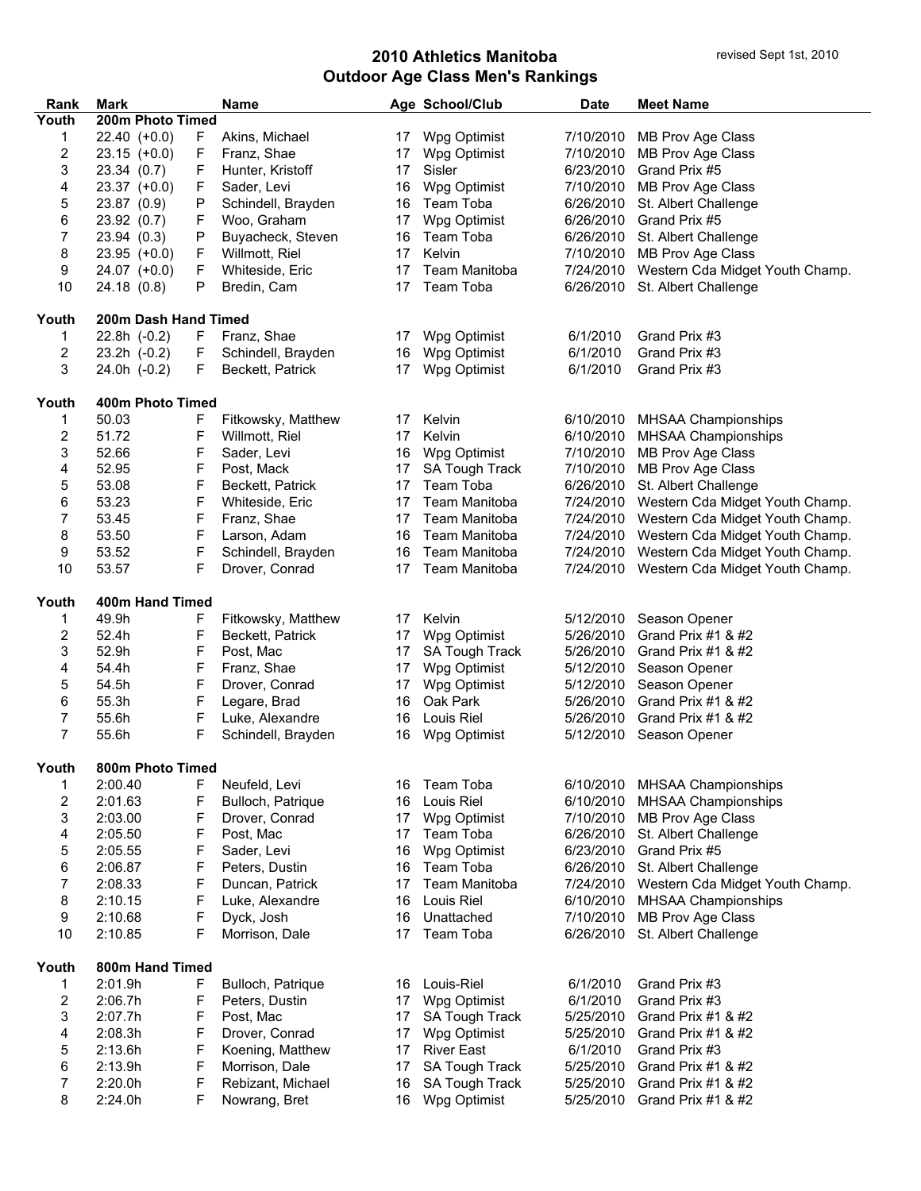# 2010 Athletics Manitoba
## Outdoor Age Class Men's Rankings

revised Sept 1st, 2010

| Rank | Mark | | Name | Age | School/Club | Date | Meet Name |
|---|---|---|---|---|---|---|---|
| **Youth** | **200m Photo Timed** | | | | | | |
| 1 | 22.40 (+0.0) | F | Akins, Michael | 17 | Wpg Optimist | 7/10/2010 | MB Prov Age Class |
| 2 | 23.15 (+0.0) | F | Franz, Shae | 17 | Wpg Optimist | 7/10/2010 | MB Prov Age Class |
| 3 | 23.34 (0.7) | F | Hunter, Kristoff | 17 | Sisler | 6/23/2010 | Grand Prix #5 |
| 4 | 23.37 (+0.0) | F | Sader, Levi | 16 | Wpg Optimist | 7/10/2010 | MB Prov Age Class |
| 5 | 23.87 (0.9) | P | Schindell, Brayden | 16 | Team Toba | 6/26/2010 | St. Albert Challenge |
| 6 | 23.92 (0.7) | F | Woo, Graham | 17 | Wpg Optimist | 6/26/2010 | Grand Prix #5 |
| 7 | 23.94 (0.3) | P | Buyacheck, Steven | 16 | Team Toba | 6/26/2010 | St. Albert Challenge |
| 8 | 23.95 (+0.0) | F | Willmott, Riel | 17 | Kelvin | 7/10/2010 | MB Prov Age Class |
| 9 | 24.07 (+0.0) | F | Whiteside, Eric | 17 | Team Manitoba | 7/24/2010 | Western Cda Midget Youth Champ. |
| 10 | 24.18 (0.8) | P | Bredin, Cam | 17 | Team Toba | 6/26/2010 | St. Albert Challenge |
| | | | | | | | |
| **Youth** | **200m Dash Hand Timed** | | | | | | |
| 1 | 22.8h (-0.2) | F | Franz, Shae | 17 | Wpg Optimist | 6/1/2010 | Grand Prix #3 |
| 2 | 23.2h (-0.2) | F | Schindell, Brayden | 16 | Wpg Optimist | 6/1/2010 | Grand Prix #3 |
| 3 | 24.0h (-0.2) | F | Beckett, Patrick | 17 | Wpg Optimist | 6/1/2010 | Grand Prix #3 |
| | | | | | | | |
| **Youth** | **400m Photo Timed** | | | | | | |
| 1 | 50.03 | F | Fitkowsky, Matthew | 17 | Kelvin | 6/10/2010 | MHSAA Championships |
| 2 | 51.72 | F | Willmott, Riel | 17 | Kelvin | 6/10/2010 | MHSAA Championships |
| 3 | 52.66 | F | Sader, Levi | 16 | Wpg Optimist | 7/10/2010 | MB Prov Age Class |
| 4 | 52.95 | F | Post, Mack | 17 | SA Tough Track | 7/10/2010 | MB Prov Age Class |
| 5 | 53.08 | F | Beckett, Patrick | 17 | Team Toba | 6/26/2010 | St. Albert Challenge |
| 6 | 53.23 | F | Whiteside, Eric | 17 | Team Manitoba | 7/24/2010 | Western Cda Midget Youth Champ. |
| 7 | 53.45 | F | Franz, Shae | 17 | Team Manitoba | 7/24/2010 | Western Cda Midget Youth Champ. |
| 8 | 53.50 | F | Larson, Adam | 16 | Team Manitoba | 7/24/2010 | Western Cda Midget Youth Champ. |
| 9 | 53.52 | F | Schindell, Brayden | 16 | Team Manitoba | 7/24/2010 | Western Cda Midget Youth Champ. |
| 10 | 53.57 | F | Drover, Conrad | 17 | Team Manitoba | 7/24/2010 | Western Cda Midget Youth Champ. |
| | | | | | | | |
| **Youth** | **400m Hand Timed** | | | | | | |
| 1 | 49.9h | F | Fitkowsky, Matthew | 17 | Kelvin | 5/12/2010 | Season Opener |
| 2 | 52.4h | F | Beckett, Patrick | 17 | Wpg Optimist | 5/26/2010 | Grand Prix #1 & #2 |
| 3 | 52.9h | F | Post, Mac | 17 | SA Tough Track | 5/26/2010 | Grand Prix #1 & #2 |
| 4 | 54.4h | F | Franz, Shae | 17 | Wpg Optimist | 5/12/2010 | Season Opener |
| 5 | 54.5h | F | Drover, Conrad | 17 | Wpg Optimist | 5/12/2010 | Season Opener |
| 6 | 55.3h | F | Legare, Brad | 16 | Oak Park | 5/26/2010 | Grand Prix #1 & #2 |
| 7 | 55.6h | F | Luke, Alexandre | 16 | Louis Riel | 5/26/2010 | Grand Prix #1 & #2 |
| 7 | 55.6h | F | Schindell, Brayden | 16 | Wpg Optimist | 5/12/2010 | Season Opener |
| | | | | | | | |
| **Youth** | **800m Photo Timed** | | | | | | |
| 1 | 2:00.40 | F | Neufeld, Levi | 16 | Team Toba | 6/10/2010 | MHSAA Championships |
| 2 | 2:01.63 | F | Bulloch, Patrique | 16 | Louis Riel | 6/10/2010 | MHSAA Championships |
| 3 | 2:03.00 | F | Drover, Conrad | 17 | Wpg Optimist | 7/10/2010 | MB Prov Age Class |
| 4 | 2:05.50 | F | Post, Mac | 17 | Team Toba | 6/26/2010 | St. Albert Challenge |
| 5 | 2:05.55 | F | Sader, Levi | 16 | Wpg Optimist | 6/23/2010 | Grand Prix #5 |
| 6 | 2:06.87 | F | Peters, Dustin | 16 | Team Toba | 6/26/2010 | St. Albert Challenge |
| 7 | 2:08.33 | F | Duncan, Patrick | 17 | Team Manitoba | 7/24/2010 | Western Cda Midget Youth Champ. |
| 8 | 2:10.15 | F | Luke, Alexandre | 16 | Louis Riel | 6/10/2010 | MHSAA Championships |
| 9 | 2:10.68 | F | Dyck, Josh | 16 | Unattached | 7/10/2010 | MB Prov Age Class |
| 10 | 2:10.85 | F | Morrison, Dale | 17 | Team Toba | 6/26/2010 | St. Albert Challenge |
| | | | | | | | |
| **Youth** | **800m Hand Timed** | | | | | | |
| 1 | 2:01.9h | F | Bulloch, Patrique | 16 | Louis-Riel | 6/1/2010 | Grand Prix #3 |
| 2 | 2:06.7h | F | Peters, Dustin | 17 | Wpg Optimist | 6/1/2010 | Grand Prix #3 |
| 3 | 2:07.7h | F | Post, Mac | 17 | SA Tough Track | 5/25/2010 | Grand Prix #1 & #2 |
| 4 | 2:08.3h | F | Drover, Conrad | 17 | Wpg Optimist | 5/25/2010 | Grand Prix #1 & #2 |
| 5 | 2:13.6h | F | Koening, Matthew | 17 | River East | 6/1/2010 | Grand Prix #3 |
| 6 | 2:13.9h | F | Morrison, Dale | 17 | SA Tough Track | 5/25/2010 | Grand Prix #1 & #2 |
| 7 | 2:20.0h | F | Rebizant, Michael | 16 | SA Tough Track | 5/25/2010 | Grand Prix #1 & #2 |
| 8 | 2:24.0h | F | Nowrang, Bret | 16 | Wpg Optimist | 5/25/2010 | Grand Prix #1 & #2 |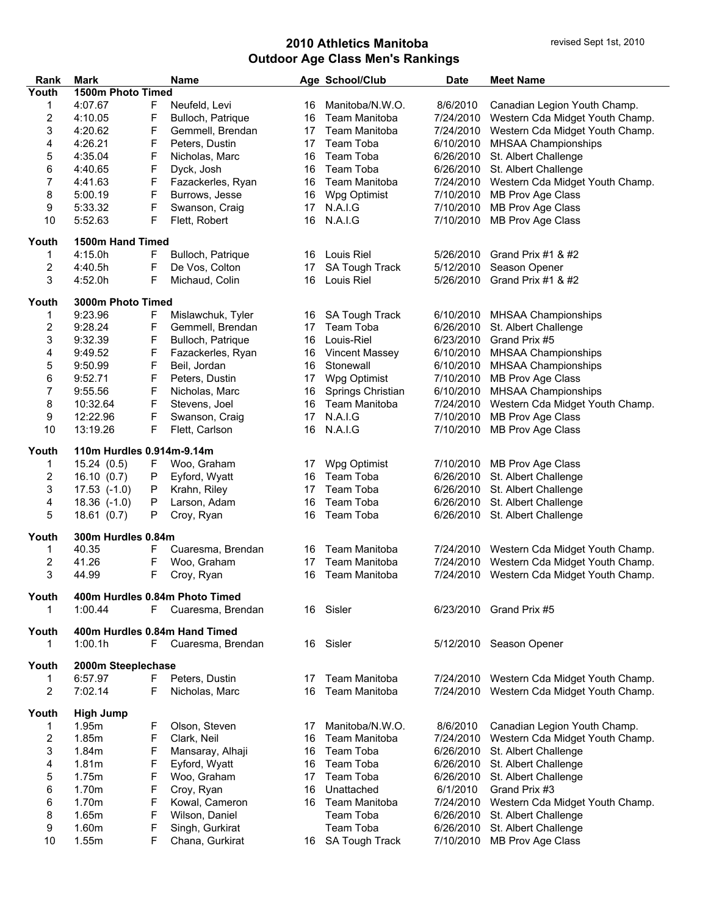# 2010 Athletics Manitoba
## Outdoor Age Class Men's Rankings

revised Sept 1st, 2010

| Rank | Mark | | Name | Age | School/Club | Date | Meet Name |
|---|---|---|---|---|---|---|---|
| **Youth** | **1500m Photo Timed** | | | | | | |
| 1 | 4:07.67 | F | Neufeld, Levi | 16 | Manitoba/N.W.O. | 8/6/2010 | Canadian Legion Youth Champ. |
| 2 | 4:10.05 | F | Bulloch, Patrique | 16 | Team Manitoba | 7/24/2010 | Western Cda Midget Youth Champ. |
| 3 | 4:20.62 | F | Gemmell, Brendan | 17 | Team Manitoba | 7/24/2010 | Western Cda Midget Youth Champ. |
| 4 | 4:26.21 | F | Peters, Dustin | 17 | Team Toba | 6/10/2010 | MHSAA Championships |
| 5 | 4:35.04 | F | Nicholas, Marc | 16 | Team Toba | 6/26/2010 | St. Albert Challenge |
| 6 | 4:40.65 | F | Dyck, Josh | 16 | Team Toba | 6/26/2010 | St. Albert Challenge |
| 7 | 4:41.63 | F | Fazackerles, Ryan | 16 | Team Manitoba | 7/24/2010 | Western Cda Midget Youth Champ. |
| 8 | 5:00.19 | F | Burrows, Jesse | 16 | Wpg Optimist | 7/10/2010 | MB Prov Age Class |
| 9 | 5:33.32 | F | Swanson, Craig | 17 | N.A.I.G | 7/10/2010 | MB Prov Age Class |
| 10 | 5:52.63 | F | Flett, Robert | 16 | N.A.I.G | 7/10/2010 | MB Prov Age Class |
| **Youth** | **1500m Hand Timed** | | | | | | |
| 1 | 4:15.0h | F | Bulloch, Patrique | 16 | Louis Riel | 5/26/2010 | Grand Prix #1 & #2 |
| 2 | 4:40.5h | F | De Vos, Colton | 17 | SA Tough Track | 5/12/2010 | Season Opener |
| 3 | 4:52.0h | F | Michaud, Colin | 16 | Louis Riel | 5/26/2010 | Grand Prix #1 & #2 |
| **Youth** | **3000m Photo Timed** | | | | | | |
| 1 | 9:23.96 | F | Mislawchuk, Tyler | 16 | SA Tough Track | 6/10/2010 | MHSAA Championships |
| 2 | 9:28.24 | F | Gemmell, Brendan | 17 | Team Toba | 6/26/2010 | St. Albert Challenge |
| 3 | 9:32.39 | F | Bulloch, Patrique | 16 | Louis-Riel | 6/23/2010 | Grand Prix #5 |
| 4 | 9:49.52 | F | Fazackerles, Ryan | 16 | Vincent Massey | 6/10/2010 | MHSAA Championships |
| 5 | 9:50.99 | F | Beil, Jordan | 16 | Stonewall | 6/10/2010 | MHSAA Championships |
| 6 | 9:52.71 | F | Peters, Dustin | 17 | Wpg Optimist | 7/10/2010 | MB Prov Age Class |
| 7 | 9:55.56 | F | Nicholas, Marc | 16 | Springs Christian | 6/10/2010 | MHSAA Championships |
| 8 | 10:32.64 | F | Stevens, Joel | 16 | Team Manitoba | 7/24/2010 | Western Cda Midget Youth Champ. |
| 9 | 12:22.96 | F | Swanson, Craig | 17 | N.A.I.G | 7/10/2010 | MB Prov Age Class |
| 10 | 13:19.26 | F | Flett, Carlson | 16 | N.A.I.G | 7/10/2010 | MB Prov Age Class |
| **Youth** | **110m Hurdles 0.914m-9.14m** | | | | | | |
| 1 | 15.24 (0.5) | F | Woo, Graham | 17 | Wpg Optimist | 7/10/2010 | MB Prov Age Class |
| 2 | 16.10 (0.7) | P | Eyford, Wyatt | 16 | Team Toba | 6/26/2010 | St. Albert Challenge |
| 3 | 17.53 (-1.0) | P | Krahn, Riley | 17 | Team Toba | 6/26/2010 | St. Albert Challenge |
| 4 | 18.36 (-1.0) | P | Larson, Adam | 16 | Team Toba | 6/26/2010 | St. Albert Challenge |
| 5 | 18.61 (0.7) | P | Croy, Ryan | 16 | Team Toba | 6/26/2010 | St. Albert Challenge |
| **Youth** | **300m Hurdles 0.84m** | | | | | | |
| 1 | 40.35 | F | Cuaresma, Brendan | 16 | Team Manitoba | 7/24/2010 | Western Cda Midget Youth Champ. |
| 2 | 41.26 | F | Woo, Graham | 17 | Team Manitoba | 7/24/2010 | Western Cda Midget Youth Champ. |
| 3 | 44.99 | F | Croy, Ryan | 16 | Team Manitoba | 7/24/2010 | Western Cda Midget Youth Champ. |
| **Youth** | **400m Hurdles 0.84m Photo Timed** | | | | | | |
| 1 | 1:00.44 | F | Cuaresma, Brendan | 16 | Sisler | 6/23/2010 | Grand Prix #5 |
| **Youth** | **400m Hurdles 0.84m Hand Timed** | | | | | | |
| 1 | 1:00.1h | F | Cuaresma, Brendan | 16 | Sisler | 5/12/2010 | Season Opener |
| **Youth** | **2000m Steeplechase** | | | | | | |
| 1 | 6:57.97 | F | Peters, Dustin | 17 | Team Manitoba | 7/24/2010 | Western Cda Midget Youth Champ. |
| 2 | 7:02.14 | F | Nicholas, Marc | 16 | Team Manitoba | 7/24/2010 | Western Cda Midget Youth Champ. |
| **Youth** | **High Jump** | | | | | | |
| 1 | 1.95m | F | Olson, Steven | 17 | Manitoba/N.W.O. | 8/6/2010 | Canadian Legion Youth Champ. |
| 2 | 1.85m | F | Clark, Neil | 16 | Team Manitoba | 7/24/2010 | Western Cda Midget Youth Champ. |
| 3 | 1.84m | F | Mansaray, Alhaji | 16 | Team Toba | 6/26/2010 | St. Albert Challenge |
| 4 | 1.81m | F | Eyford, Wyatt | 16 | Team Toba | 6/26/2010 | St. Albert Challenge |
| 5 | 1.75m | F | Woo, Graham | 17 | Team Toba | 6/26/2010 | St. Albert Challenge |
| 6 | 1.70m | F | Croy, Ryan | 16 | Unattached | 6/1/2010 | Grand Prix #3 |
| 6 | 1.70m | F | Kowal, Cameron | 16 | Team Manitoba | 7/24/2010 | Western Cda Midget Youth Champ. |
| 8 | 1.65m | F | Wilson, Daniel | | Team Toba | 6/26/2010 | St. Albert Challenge |
| 9 | 1.60m | F | Singh, Gurkirat | | Team Toba | 6/26/2010 | St. Albert Challenge |
| 10 | 1.55m | F | Chana, Gurkirat | 16 | SA Tough Track | 7/10/2010 | MB Prov Age Class |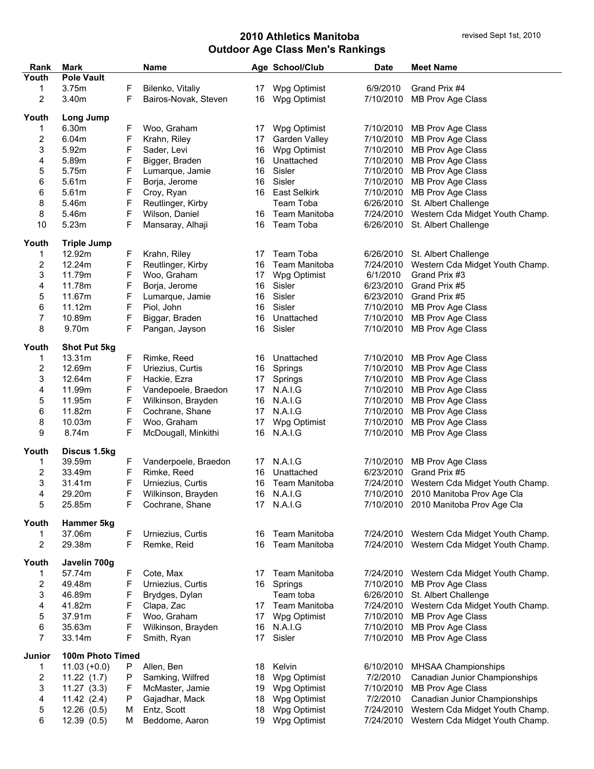# 2010 Athletics Manitoba
## Outdoor Age Class Men's Rankings

revised Sept 1st, 2010

| Rank | Mark | | Name | Age | School/Club | Date | Meet Name |
|---|---|---|---|---|---|---|---|
| **Youth** | **Pole Vault** | | | | | | |
| 1 | 3.75m | F | Bilenko, Vitaliy | 17 | Wpg Optimist | 6/9/2010 | Grand Prix #4 |
| 2 | 3.40m | F | Bairos-Novak, Steven | 16 | Wpg Optimist | 7/10/2010 | MB Prov Age Class |
| **Youth** | **Long Jump** | | | | | | |
| 1 | 6.30m | F | Woo, Graham | 17 | Wpg Optimist | 7/10/2010 | MB Prov Age Class |
| 2 | 6.04m | F | Krahn, Riley | 17 | Garden Valley | 7/10/2010 | MB Prov Age Class |
| 3 | 5.92m | F | Sader, Levi | 16 | Wpg Optimist | 7/10/2010 | MB Prov Age Class |
| 4 | 5.89m | F | Bigger, Braden | 16 | Unattached | 7/10/2010 | MB Prov Age Class |
| 5 | 5.75m | F | Lumarque, Jamie | 16 | Sisler | 7/10/2010 | MB Prov Age Class |
| 6 | 5.61m | F | Borja, Jerome | 16 | Sisler | 7/10/2010 | MB Prov Age Class |
| 6 | 5.61m | F | Croy, Ryan | 16 | East Selkirk | 7/10/2010 | MB Prov Age Class |
| 8 | 5.46m | F | Reutlinger, Kirby | | Team Toba | 6/26/2010 | St. Albert Challenge |
| 8 | 5.46m | F | Wilson, Daniel | 16 | Team Manitoba | 7/24/2010 | Western Cda Midget Youth Champ. |
| 10 | 5.23m | F | Mansaray, Alhaji | 16 | Team Toba | 6/26/2010 | St. Albert Challenge |
| **Youth** | **Triple Jump** | | | | | | |
| 1 | 12.92m | F | Krahn, Riley | 17 | Team Toba | 6/26/2010 | St. Albert Challenge |
| 2 | 12.24m | F | Reutlinger, Kirby | 16 | Team Manitoba | 7/24/2010 | Western Cda Midget Youth Champ. |
| 3 | 11.79m | F | Woo, Graham | 17 | Wpg Optimist | 6/1/2010 | Grand Prix #3 |
| 4 | 11.78m | F | Borja, Jerome | 16 | Sisler | 6/23/2010 | Grand Prix #5 |
| 5 | 11.67m | F | Lumarque, Jamie | 16 | Sisler | 6/23/2010 | Grand Prix #5 |
| 6 | 11.12m | F | Piol, John | 16 | Sisler | 7/10/2010 | MB Prov Age Class |
| 7 | 10.89m | F | Biggar, Braden | 16 | Unattached | 7/10/2010 | MB Prov Age Class |
| 8 | 9.70m | F | Pangan, Jayson | 16 | Sisler | 7/10/2010 | MB Prov Age Class |
| **Youth** | **Shot Put 5kg** | | | | | | |
| 1 | 13.31m | F | Rimke, Reed | 16 | Unattached | 7/10/2010 | MB Prov Age Class |
| 2 | 12.69m | F | Uriezius, Curtis | 16 | Springs | 7/10/2010 | MB Prov Age Class |
| 3 | 12.64m | F | Hackie, Ezra | 17 | Springs | 7/10/2010 | MB Prov Age Class |
| 4 | 11.99m | F | Vandepoele, Braedon | 17 | N.A.I.G | 7/10/2010 | MB Prov Age Class |
| 5 | 11.95m | F | Wilkinson, Brayden | 16 | N.A.I.G | 7/10/2010 | MB Prov Age Class |
| 6 | 11.82m | F | Cochrane, Shane | 17 | N.A.I.G | 7/10/2010 | MB Prov Age Class |
| 8 | 10.03m | F | Woo, Graham | 17 | Wpg Optimist | 7/10/2010 | MB Prov Age Class |
| 9 | 8.74m | F | McDougall, Minkithi | 16 | N.A.I.G | 7/10/2010 | MB Prov Age Class |
| **Youth** | **Discus 1.5kg** | | | | | | |
| 1 | 39.59m | F | Vanderpoele, Braedon | 17 | N.A.I.G | 7/10/2010 | MB Prov Age Class |
| 2 | 33.49m | F | Rimke, Reed | 16 | Unattached | 6/23/2010 | Grand Prix #5 |
| 3 | 31.41m | F | Urniezius, Curtis | 16 | Team Manitoba | 7/24/2010 | Western Cda Midget Youth Champ. |
| 4 | 29.20m | F | Wilkinson, Brayden | 16 | N.A.I.G | 7/10/2010 | 2010 Manitoba Prov Age Cla |
| 5 | 25.85m | F | Cochrane, Shane | 17 | N.A.I.G | 7/10/2010 | 2010 Manitoba Prov Age Cla |
| **Youth** | **Hammer 5kg** | | | | | | |
| 1 | 37.06m | F | Urniezius, Curtis | 16 | Team Manitoba | 7/24/2010 | Western Cda Midget Youth Champ. |
| 2 | 29.38m | F | Remke, Reid | 16 | Team Manitoba | 7/24/2010 | Western Cda Midget Youth Champ. |
| **Youth** | **Javelin 700g** | | | | | | |
| 1 | 57.74m | F | Cote, Max | 17 | Team Manitoba | 7/24/2010 | Western Cda Midget Youth Champ. |
| 2 | 49.48m | F | Urniezius, Curtis | 16 | Springs | 7/10/2010 | MB Prov Age Class |
| 3 | 46.89m | F | Brydges, Dylan | | Team toba | 6/26/2010 | St. Albert Challenge |
| 4 | 41.82m | F | Clapa, Zac | 17 | Team Manitoba | 7/24/2010 | Western Cda Midget Youth Champ. |
| 5 | 37.91m | F | Woo, Graham | 17 | Wpg Optimist | 7/10/2010 | MB Prov Age Class |
| 6 | 35.63m | F | Wilkinson, Brayden | 16 | N.A.I.G | 7/10/2010 | MB Prov Age Class |
| 7 | 33.14m | F | Smith, Ryan | 17 | Sisler | 7/10/2010 | MB Prov Age Class |
| **Junior** | **100m Photo Timed** | | | | | | |
| 1 | 11.03 (+0.0) | P | Allen, Ben | 18 | Kelvin | 6/10/2010 | MHSAA Championships |
| 2 | 11.22 (1.7) | P | Samking, Wilfred | 18 | Wpg Optimist | 7/2/2010 | Canadian Junior Championships |
| 3 | 11.27 (3.3) | F | McMaster, Jamie | 19 | Wpg Optimist | 7/10/2010 | MB Prov Age Class |
| 4 | 11.42 (2.4) | P | Gajadhar, Mack | 18 | Wpg Optimist | 7/2/2010 | Canadian Junior Championships |
| 5 | 12.26 (0.5) | M | Entz, Scott | 18 | Wpg Optimist | 7/24/2010 | Western Cda Midget Youth Champ. |
| 6 | 12.39 (0.5) | M | Beddome, Aaron | 19 | Wpg Optimist | 7/24/2010 | Western Cda Midget Youth Champ. |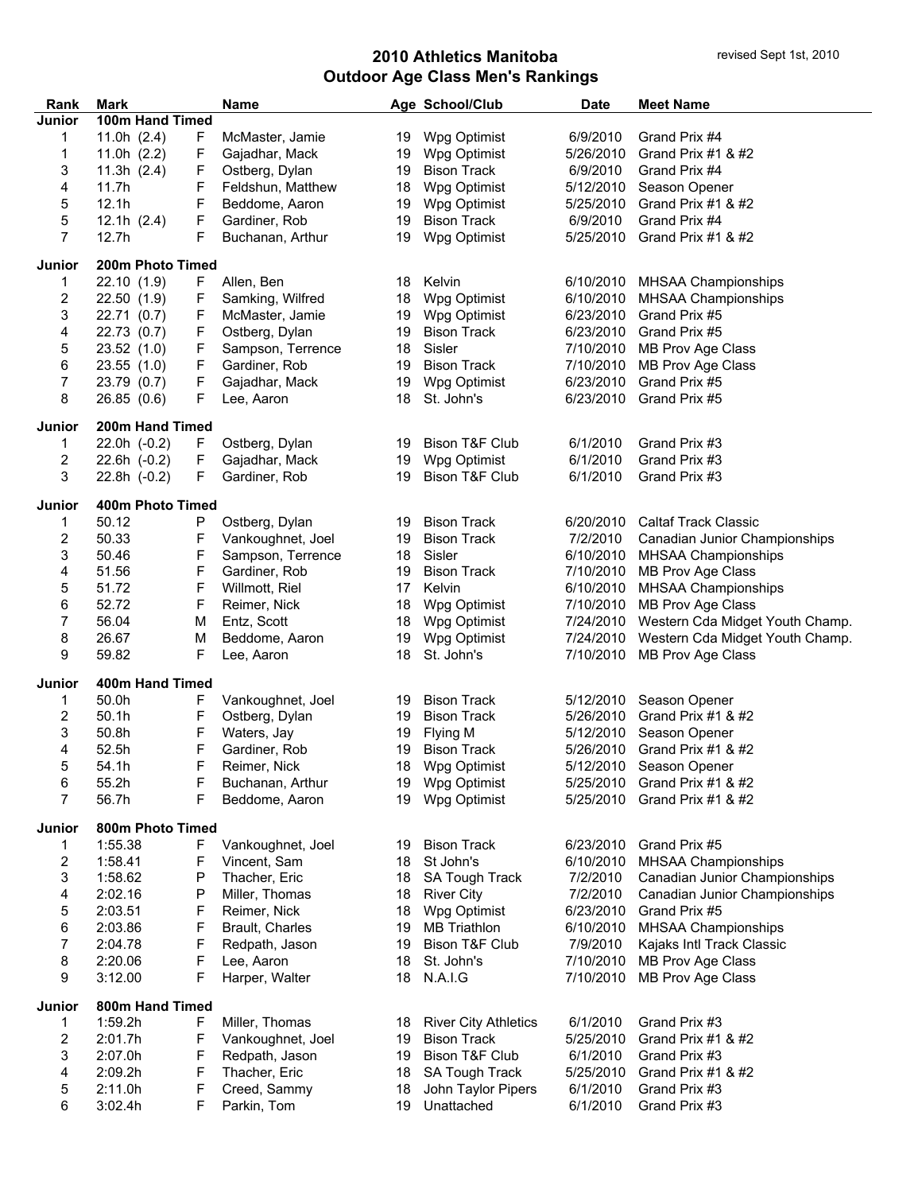# 2010 Athletics Manitoba
## Outdoor Age Class Men's Rankings

revised Sept 1st, 2010

| Rank | Mark | | Name | Age | School/Club | Date | Meet Name |
|---|---|---|---|---|---|---|---|
| **Junior** | **100m Hand Timed** | | | | | | |
| 1 | 11.0h (2.4) | F | McMaster, Jamie | 19 | Wpg Optimist | 6/9/2010 | Grand Prix #4 |
| 1 | 11.0h (2.2) | F | Gajadhar, Mack | 19 | Wpg Optimist | 5/26/2010 | Grand Prix #1 & #2 |
| 3 | 11.3h (2.4) | F | Ostberg, Dylan | 19 | Bison Track | 6/9/2010 | Grand Prix #4 |
| 4 | 11.7h | F | Feldshun, Matthew | 18 | Wpg Optimist | 5/12/2010 | Season Opener |
| 5 | 12.1h | F | Beddome, Aaron | 19 | Wpg Optimist | 5/25/2010 | Grand Prix #1 & #2 |
| 5 | 12.1h (2.4) | F | Gardiner, Rob | 19 | Bison Track | 6/9/2010 | Grand Prix #4 |
| 7 | 12.7h | F | Buchanan, Arthur | 19 | Wpg Optimist | 5/25/2010 | Grand Prix #1 & #2 |
| **Junior** | **200m Photo Timed** | | | | | | |
| 1 | 22.10 (1.9) | F | Allen, Ben | 18 | Kelvin | 6/10/2010 | MHSAA Championships |
| 2 | 22.50 (1.9) | F | Samking, Wilfred | 18 | Wpg Optimist | 6/10/2010 | MHSAA Championships |
| 3 | 22.71 (0.7) | F | McMaster, Jamie | 19 | Wpg Optimist | 6/23/2010 | Grand Prix #5 |
| 4 | 22.73 (0.7) | F | Ostberg, Dylan | 19 | Bison Track | 6/23/2010 | Grand Prix #5 |
| 5 | 23.52 (1.0) | F | Sampson, Terrence | 18 | Sisler | 7/10/2010 | MB Prov Age Class |
| 6 | 23.55 (1.0) | F | Gardiner, Rob | 19 | Bison Track | 7/10/2010 | MB Prov Age Class |
| 7 | 23.79 (0.7) | F | Gajadhar, Mack | 19 | Wpg Optimist | 6/23/2010 | Grand Prix #5 |
| 8 | 26.85 (0.6) | F | Lee, Aaron | 18 | St. John's | 6/23/2010 | Grand Prix #5 |
| **Junior** | **200m Hand Timed** | | | | | | |
| 1 | 22.0h (-0.2) | F | Ostberg, Dylan | 19 | Bison T&F Club | 6/1/2010 | Grand Prix #3 |
| 2 | 22.6h (-0.2) | F | Gajadhar, Mack | 19 | Wpg Optimist | 6/1/2010 | Grand Prix #3 |
| 3 | 22.8h (-0.2) | F | Gardiner, Rob | 19 | Bison T&F Club | 6/1/2010 | Grand Prix #3 |
| **Junior** | **400m Photo Timed** | | | | | | |
| 1 | 50.12 | P | Ostberg, Dylan | 19 | Bison Track | 6/20/2010 | Caltaf Track Classic |
| 2 | 50.33 | F | Vankoughnet, Joel | 19 | Bison Track | 7/2/2010 | Canadian Junior Championships |
| 3 | 50.46 | F | Sampson, Terrence | 18 | Sisler | 6/10/2010 | MHSAA Championships |
| 4 | 51.56 | F | Gardiner, Rob | 19 | Bison Track | 7/10/2010 | MB Prov Age Class |
| 5 | 51.72 | F | Willmott, Riel | 17 | Kelvin | 6/10/2010 | MHSAA Championships |
| 6 | 52.72 | F | Reimer, Nick | 18 | Wpg Optimist | 7/10/2010 | MB Prov Age Class |
| 7 | 56.04 | M | Entz, Scott | 18 | Wpg Optimist | 7/24/2010 | Western Cda Midget Youth Champ. |
| 8 | 26.67 | M | Beddome, Aaron | 19 | Wpg Optimist | 7/24/2010 | Western Cda Midget Youth Champ. |
| 9 | 59.82 | F | Lee, Aaron | 18 | St. John's | 7/10/2010 | MB Prov Age Class |
| **Junior** | **400m Hand Timed** | | | | | | |
| 1 | 50.0h | F | Vankoughnet, Joel | 19 | Bison Track | 5/12/2010 | Season Opener |
| 2 | 50.1h | F | Ostberg, Dylan | 19 | Bison Track | 5/26/2010 | Grand Prix #1 & #2 |
| 3 | 50.8h | F | Waters, Jay | 19 | Flying M | 5/12/2010 | Season Opener |
| 4 | 52.5h | F | Gardiner, Rob | 19 | Bison Track | 5/26/2010 | Grand Prix #1 & #2 |
| 5 | 54.1h | F | Reimer, Nick | 18 | Wpg Optimist | 5/12/2010 | Season Opener |
| 6 | 55.2h | F | Buchanan, Arthur | 19 | Wpg Optimist | 5/25/2010 | Grand Prix #1 & #2 |
| 7 | 56.7h | F | Beddome, Aaron | 19 | Wpg Optimist | 5/25/2010 | Grand Prix #1 & #2 |
| **Junior** | **800m Photo Timed** | | | | | | |
| 1 | 1:55.38 | F | Vankoughnet, Joel | 19 | Bison Track | 6/23/2010 | Grand Prix #5 |
| 2 | 1:58.41 | F | Vincent, Sam | 18 | St John's | 6/10/2010 | MHSAA Championships |
| 3 | 1:58.62 | P | Thacher, Eric | 18 | SA Tough Track | 7/2/2010 | Canadian Junior Championships |
| 4 | 2:02.16 | P | Miller, Thomas | 18 | River City | 7/2/2010 | Canadian Junior Championships |
| 5 | 2:03.51 | F | Reimer, Nick | 18 | Wpg Optimist | 6/23/2010 | Grand Prix #5 |
| 6 | 2:03.86 | F | Brault, Charles | 19 | MB Triathlon | 6/10/2010 | MHSAA Championships |
| 7 | 2:04.78 | F | Redpath, Jason | 19 | Bison T&F Club | 7/9/2010 | Kajaks Intl Track Classic |
| 8 | 2:20.06 | F | Lee, Aaron | 18 | St. John's | 7/10/2010 | MB Prov Age Class |
| 9 | 3:12.00 | F | Harper, Walter | 18 | N.A.I.G | 7/10/2010 | MB Prov Age Class |
| **Junior** | **800m Hand Timed** | | | | | | |
| 1 | 1:59.2h | F | Miller, Thomas | 18 | River City Athletics | 6/1/2010 | Grand Prix #3 |
| 2 | 2:01.7h | F | Vankoughnet, Joel | 19 | Bison Track | 5/25/2010 | Grand Prix #1 & #2 |
| 3 | 2:07.0h | F | Redpath, Jason | 19 | Bison T&F Club | 6/1/2010 | Grand Prix #3 |
| 4 | 2:09.2h | F | Thacher, Eric | 18 | SA Tough Track | 5/25/2010 | Grand Prix #1 & #2 |
| 5 | 2:11.0h | F | Creed, Sammy | 18 | John Taylor Pipers | 6/1/2010 | Grand Prix #3 |
| 6 | 3:02.4h | F | Parkin, Tom | 19 | Unattached | 6/1/2010 | Grand Prix #3 |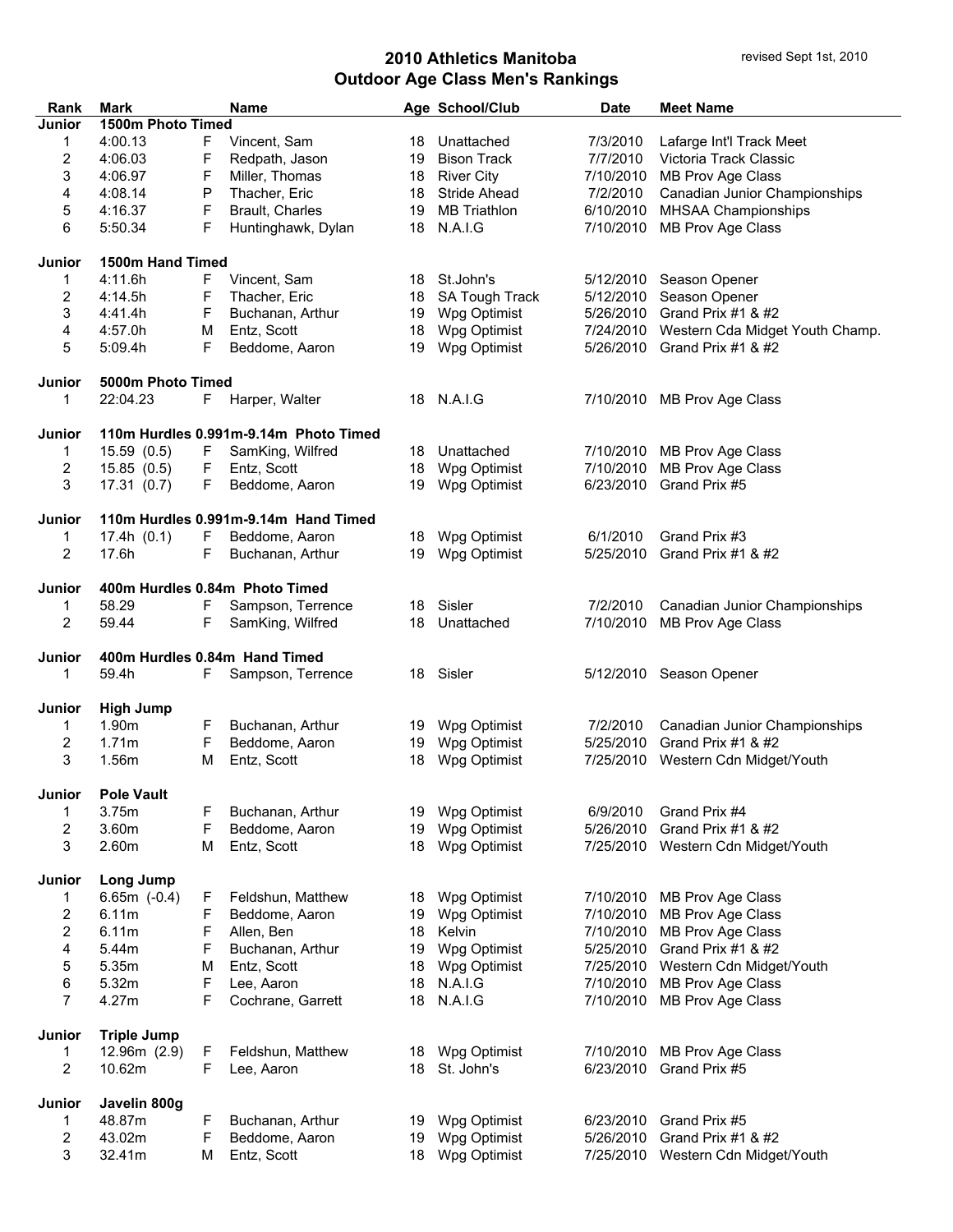# 2010 Athletics Manitoba
## Outdoor Age Class Men's Rankings

revised Sept 1st, 2010

| Rank | Mark | | Name | Age | School/Club | Date | Meet Name |
|---|---|---|---|---|---|---|---|
| **Junior** | **1500m Photo Timed** | | | | | | |
| 1 | 4:00.13 | F | Vincent, Sam | 18 | Unattached | 7/3/2010 | Lafarge Int'l Track Meet |
| 2 | 4:06.03 | F | Redpath, Jason | 19 | Bison Track | 7/7/2010 | Victoria Track Classic |
| 3 | 4:06.97 | F | Miller, Thomas | 18 | River City | 7/10/2010 | MB Prov Age Class |
| 4 | 4:08.14 | P | Thacher, Eric | 18 | Stride Ahead | 7/2/2010 | Canadian Junior Championships |
| 5 | 4:16.37 | F | Brault, Charles | 19 | MB Triathlon | 6/10/2010 | MHSAA Championships |
| 6 | 5:50.34 | F | Huntinghawk, Dylan | 18 | N.A.I.G | 7/10/2010 | MB Prov Age Class |
| **Junior** | **1500m Hand Timed** | | | | | | |
| 1 | 4:11.6h | F | Vincent, Sam | 18 | St.John's | 5/12/2010 | Season Opener |
| 2 | 4:14.5h | F | Thacher, Eric | 18 | SA Tough Track | 5/12/2010 | Season Opener |
| 3 | 4:41.4h | F | Buchanan, Arthur | 19 | Wpg Optimist | 5/26/2010 | Grand Prix #1 & #2 |
| 4 | 4:57.0h | M | Entz, Scott | 18 | Wpg Optimist | 7/24/2010 | Western Cda Midget Youth Champ. |
| 5 | 5:09.4h | F | Beddome, Aaron | 19 | Wpg Optimist | 5/26/2010 | Grand Prix #1 & #2 |
| **Junior** | **5000m Photo Timed** | | | | | | |
| 1 | 22:04.23 | F | Harper, Walter | 18 | N.A.I.G | 7/10/2010 | MB Prov Age Class |
| **Junior** | **110m Hurdles 0.991m-9.14m Photo Timed** | | | | | | |
| 1 | 15.59 (0.5) | F | SamKing, Wilfred | 18 | Unattached | 7/10/2010 | MB Prov Age Class |
| 2 | 15.85 (0.5) | F | Entz, Scott | 18 | Wpg Optimist | 7/10/2010 | MB Prov Age Class |
| 3 | 17.31 (0.7) | F | Beddome, Aaron | 19 | Wpg Optimist | 6/23/2010 | Grand Prix #5 |
| **Junior** | **110m Hurdles 0.991m-9.14m Hand Timed** | | | | | | |
| 1 | 17.4h (0.1) | F | Beddome, Aaron | 18 | Wpg Optimist | 6/1/2010 | Grand Prix #3 |
| 2 | 17.6h | F | Buchanan, Arthur | 19 | Wpg Optimist | 5/25/2010 | Grand Prix #1 & #2 |
| **Junior** | **400m Hurdles 0.84m Photo Timed** | | | | | | |
| 1 | 58.29 | F | Sampson, Terrence | 18 | Sisler | 7/2/2010 | Canadian Junior Championships |
| 2 | 59.44 | F | SamKing, Wilfred | 18 | Unattached | 7/10/2010 | MB Prov Age Class |
| **Junior** | **400m Hurdles 0.84m Hand Timed** | | | | | | |
| 1 | 59.4h | F | Sampson, Terrence | 18 | Sisler | 5/12/2010 | Season Opener |
| **Junior** | **High Jump** | | | | | | |
| 1 | 1.90m | F | Buchanan, Arthur | 19 | Wpg Optimist | 7/2/2010 | Canadian Junior Championships |
| 2 | 1.71m | F | Beddome, Aaron | 19 | Wpg Optimist | 5/25/2010 | Grand Prix #1 & #2 |
| 3 | 1.56m | M | Entz, Scott | 18 | Wpg Optimist | 7/25/2010 | Western Cdn Midget/Youth |
| **Junior** | **Pole Vault** | | | | | | |
| 1 | 3.75m | F | Buchanan, Arthur | 19 | Wpg Optimist | 6/9/2010 | Grand Prix #4 |
| 2 | 3.60m | F | Beddome, Aaron | 19 | Wpg Optimist | 5/26/2010 | Grand Prix #1 & #2 |
| 3 | 2.60m | M | Entz, Scott | 18 | Wpg Optimist | 7/25/2010 | Western Cdn Midget/Youth |
| **Junior** | **Long Jump** | | | | | | |
| 1 | 6.65m (-0.4) | F | Feldshun, Matthew | 18 | Wpg Optimist | 7/10/2010 | MB Prov Age Class |
| 2 | 6.11m | F | Beddome, Aaron | 19 | Wpg Optimist | 7/10/2010 | MB Prov Age Class |
| 2 | 6.11m | F | Allen, Ben | 18 | Kelvin | 7/10/2010 | MB Prov Age Class |
| 4 | 5.44m | F | Buchanan, Arthur | 19 | Wpg Optimist | 5/25/2010 | Grand Prix #1 & #2 |
| 5 | 5.35m | M | Entz, Scott | 18 | Wpg Optimist | 7/25/2010 | Western Cdn Midget/Youth |
| 6 | 5.32m | F | Lee, Aaron | 18 | N.A.I.G | 7/10/2010 | MB Prov Age Class |
| 7 | 4.27m | F | Cochrane, Garrett | 18 | N.A.I.G | 7/10/2010 | MB Prov Age Class |
| **Junior** | **Triple Jump** | | | | | | |
| 1 | 12.96m (2.9) | F | Feldshun, Matthew | 18 | Wpg Optimist | 7/10/2010 | MB Prov Age Class |
| 2 | 10.62m | F | Lee, Aaron | 18 | St. John's | 6/23/2010 | Grand Prix #5 |
| **Junior** | **Javelin 800g** | | | | | | |
| 1 | 48.87m | F | Buchanan, Arthur | 19 | Wpg Optimist | 6/23/2010 | Grand Prix #5 |
| 2 | 43.02m | F | Beddome, Aaron | 19 | Wpg Optimist | 5/26/2010 | Grand Prix #1 & #2 |
| 3 | 32.41m | M | Entz, Scott | 18 | Wpg Optimist | 7/25/2010 | Western Cdn Midget/Youth |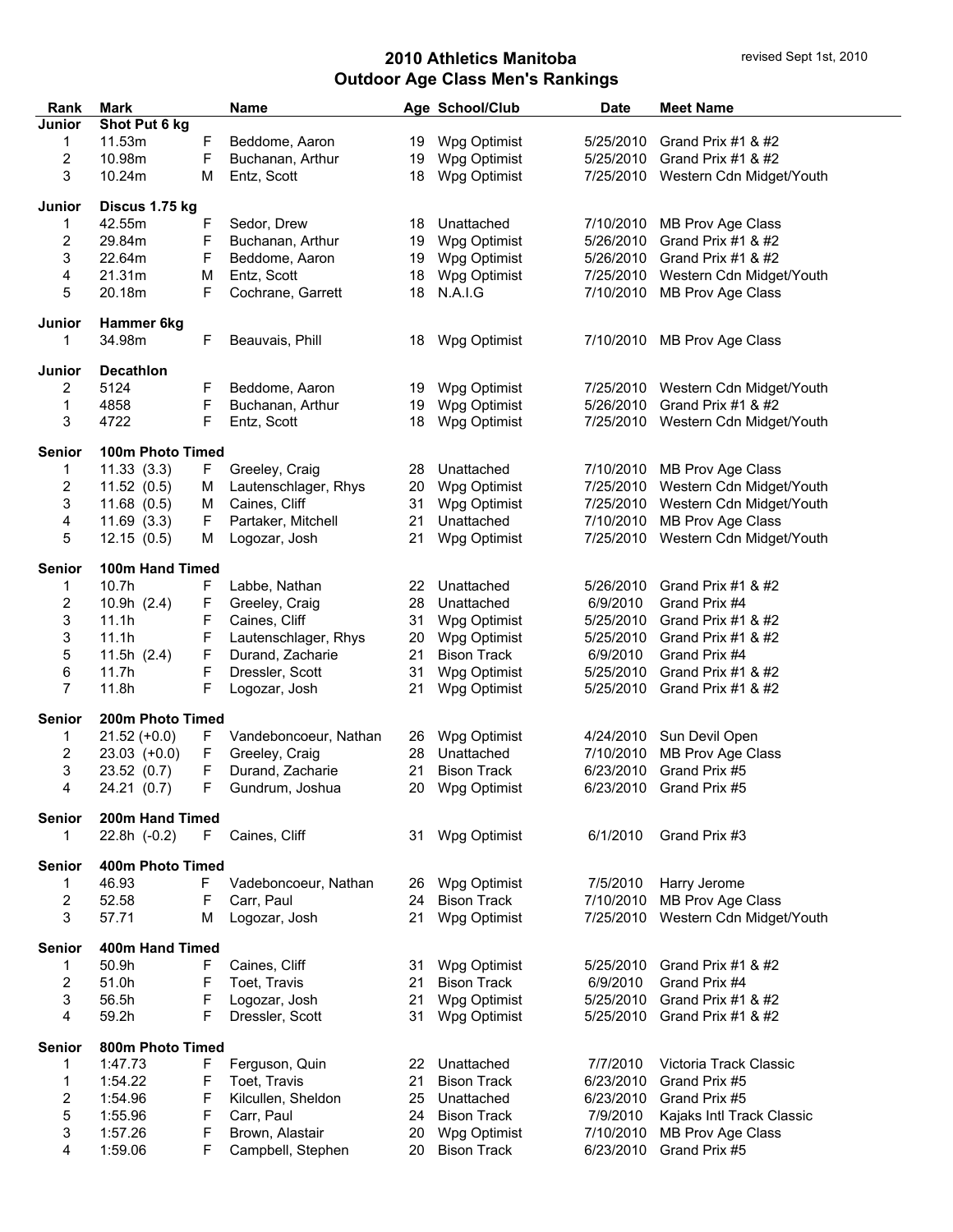# 2010 Athletics Manitoba
## Outdoor Age Class Men's Rankings

revised Sept 1st, 2010

| Rank | Mark | | Name | Age | School/Club | Date | Meet Name |
|---|---|---|---|---|---|---|---|
| **Junior** | **Shot Put 6 kg** | | | | | | |
| 1 | 11.53m | F | Beddome, Aaron | 19 | Wpg Optimist | 5/25/2010 | Grand Prix #1 & #2 |
| 2 | 10.98m | F | Buchanan, Arthur | 19 | Wpg Optimist | 5/25/2010 | Grand Prix #1 & #2 |
| 3 | 10.24m | M | Entz, Scott | 18 | Wpg Optimist | 7/25/2010 | Western Cdn Midget/Youth |
| **Junior** | **Discus 1.75 kg** | | | | | | |
| 1 | 42.55m | F | Sedor, Drew | 18 | Unattached | 7/10/2010 | MB Prov Age Class |
| 2 | 29.84m | F | Buchanan, Arthur | 19 | Wpg Optimist | 5/26/2010 | Grand Prix #1 & #2 |
| 3 | 22.64m | F | Beddome, Aaron | 19 | Wpg Optimist | 5/26/2010 | Grand Prix #1 & #2 |
| 4 | 21.31m | M | Entz, Scott | 18 | Wpg Optimist | 7/25/2010 | Western Cdn Midget/Youth |
| 5 | 20.18m | F | Cochrane, Garrett | 18 | N.A.I.G | 7/10/2010 | MB Prov Age Class |
| **Junior** | **Hammer 6kg** | | | | | | |
| 1 | 34.98m | F | Beauvais, Phill | 18 | Wpg Optimist | 7/10/2010 | MB Prov Age Class |
| **Junior** | **Decathlon** | | | | | | |
| 2 | 5124 | F | Beddome, Aaron | 19 | Wpg Optimist | 7/25/2010 | Western Cdn Midget/Youth |
| 1 | 4858 | F | Buchanan, Arthur | 19 | Wpg Optimist | 5/26/2010 | Grand Prix #1 & #2 |
| 3 | 4722 | F | Entz, Scott | 18 | Wpg Optimist | 7/25/2010 | Western Cdn Midget/Youth |
| **Senior** | **100m Photo Timed** | | | | | | |
| 1 | 11.33 (3.3) | F | Greeley, Craig | 28 | Unattached | 7/10/2010 | MB Prov Age Class |
| 2 | 11.52 (0.5) | M | Lautenschlager, Rhys | 20 | Wpg Optimist | 7/25/2010 | Western Cdn Midget/Youth |
| 3 | 11.68 (0.5) | M | Caines, Cliff | 31 | Wpg Optimist | 7/25/2010 | Western Cdn Midget/Youth |
| 4 | 11.69 (3.3) | F | Partaker, Mitchell | 21 | Unattached | 7/10/2010 | MB Prov Age Class |
| 5 | 12.15 (0.5) | M | Logozar, Josh | 21 | Wpg Optimist | 7/25/2010 | Western Cdn Midget/Youth |
| **Senior** | **100m Hand Timed** | | | | | | |
| 1 | 10.7h | F | Labbe, Nathan | 22 | Unattached | 5/26/2010 | Grand Prix #1 & #2 |
| 2 | 10.9h (2.4) | F | Greeley, Craig | 28 | Unattached | 6/9/2010 | Grand Prix #4 |
| 3 | 11.1h | F | Caines, Cliff | 31 | Wpg Optimist | 5/25/2010 | Grand Prix #1 & #2 |
| 3 | 11.1h | F | Lautenschlager, Rhys | 20 | Wpg Optimist | 5/25/2010 | Grand Prix #1 & #2 |
| 5 | 11.5h (2.4) | F | Durand, Zacharie | 21 | Bison Track | 6/9/2010 | Grand Prix #4 |
| 6 | 11.7h | F | Dressler, Scott | 31 | Wpg Optimist | 5/25/2010 | Grand Prix #1 & #2 |
| 7 | 11.8h | F | Logozar, Josh | 21 | Wpg Optimist | 5/25/2010 | Grand Prix #1 & #2 |
| **Senior** | **200m Photo Timed** | | | | | | |
| 1 | 21.52 (+0.0) | F | Vandeboncoeur, Nathan | 26 | Wpg Optimist | 4/24/2010 | Sun Devil Open |
| 2 | 23.03 (+0.0) | F | Greeley, Craig | 28 | Unattached | 7/10/2010 | MB Prov Age Class |
| 3 | 23.52 (0.7) | F | Durand, Zacharie | 21 | Bison Track | 6/23/2010 | Grand Prix #5 |
| 4 | 24.21 (0.7) | F | Gundrum, Joshua | 20 | Wpg Optimist | 6/23/2010 | Grand Prix #5 |
| **Senior** | **200m Hand Timed** | | | | | | |
| 1 | 22.8h (-0.2) | F | Caines, Cliff | 31 | Wpg Optimist | 6/1/2010 | Grand Prix #3 |
| **Senior** | **400m Photo Timed** | | | | | | |
| 1 | 46.93 | F | Vadeboncoeur, Nathan | 26 | Wpg Optimist | 7/5/2010 | Harry Jerome |
| 2 | 52.58 | F | Carr, Paul | 24 | Bison Track | 7/10/2010 | MB Prov Age Class |
| 3 | 57.71 | M | Logozar, Josh | 21 | Wpg Optimist | 7/25/2010 | Western Cdn Midget/Youth |
| **Senior** | **400m Hand Timed** | | | | | | |
| 1 | 50.9h | F | Caines, Cliff | 31 | Wpg Optimist | 5/25/2010 | Grand Prix #1 & #2 |
| 2 | 51.0h | F | Toet, Travis | 21 | Bison Track | 6/9/2010 | Grand Prix #4 |
| 3 | 56.5h | F | Logozar, Josh | 21 | Wpg Optimist | 5/25/2010 | Grand Prix #1 & #2 |
| 4 | 59.2h | F | Dressler, Scott | 31 | Wpg Optimist | 5/25/2010 | Grand Prix #1 & #2 |
| **Senior** | **800m Photo Timed** | | | | | | |
| 1 | 1:47.73 | F | Ferguson, Quin | 22 | Unattached | 7/7/2010 | Victoria Track Classic |
| 1 | 1:54.22 | F | Toet, Travis | 21 | Bison Track | 6/23/2010 | Grand Prix #5 |
| 2 | 1:54.96 | F | Kilcullen, Sheldon | 25 | Unattached | 6/23/2010 | Grand Prix #5 |
| 5 | 1:55.96 | F | Carr, Paul | 24 | Bison Track | 7/9/2010 | Kajaks Intl Track Classic |
| 3 | 1:57.26 | F | Brown, Alastair | 20 | Wpg Optimist | 7/10/2010 | MB Prov Age Class |
| 4 | 1:59.06 | F | Campbell, Stephen | 20 | Bison Track | 6/23/2010 | Grand Prix #5 |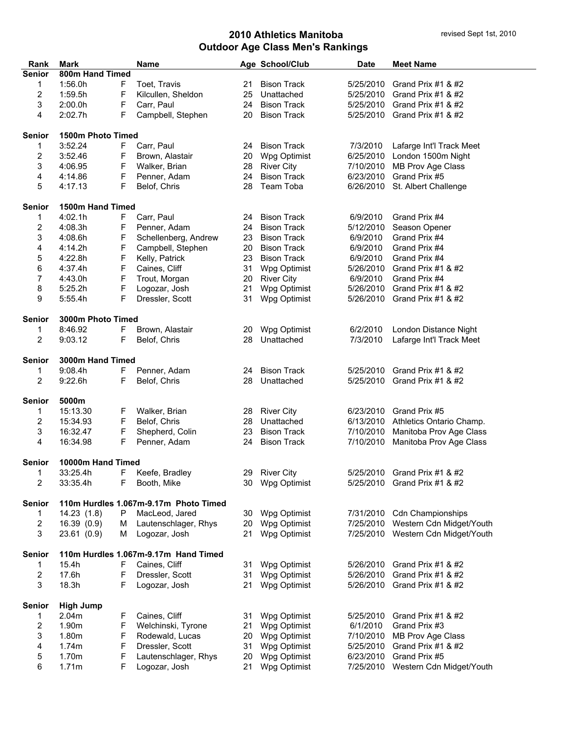# 2010 Athletics Manitoba
## Outdoor Age Class Men's Rankings

revised Sept 1st, 2010

| Rank | Mark | | Name | Age | School/Club | Date | Meet Name |
|---|---|---|---|---|---|---|---|
| **Senior** | **800m Hand Timed** | | | | | | |
| 1 | 1:56.0h | F | Toet, Travis | 21 | Bison Track | 5/25/2010 | Grand Prix #1 & #2 |
| 2 | 1:59.5h | F | Kilcullen, Sheldon | 25 | Unattached | 5/25/2010 | Grand Prix #1 & #2 |
| 3 | 2:00.0h | F | Carr, Paul | 24 | Bison Track | 5/25/2010 | Grand Prix #1 & #2 |
| 4 | 2:02.7h | F | Campbell, Stephen | 20 | Bison Track | 5/25/2010 | Grand Prix #1 & #2 |
| **Senior** | **1500m Photo Timed** | | | | | | |
| 1 | 3:52.24 | F | Carr, Paul | 24 | Bison Track | 7/3/2010 | Lafarge Int'l Track Meet |
| 2 | 3:52.46 | F | Brown, Alastair | 20 | Wpg Optimist | 6/25/2010 | London 1500m Night |
| 3 | 4:06.95 | F | Walker, Brian | 28 | River City | 7/10/2010 | MB Prov Age Class |
| 4 | 4:14.86 | F | Penner, Adam | 24 | Bison Track | 6/23/2010 | Grand Prix #5 |
| 5 | 4:17.13 | F | Belof, Chris | 28 | Team Toba | 6/26/2010 | St. Albert Challenge |
| **Senior** | **1500m Hand Timed** | | | | | | |
| 1 | 4:02.1h | F | Carr, Paul | 24 | Bison Track | 6/9/2010 | Grand Prix #4 |
| 2 | 4:08.3h | F | Penner, Adam | 24 | Bison Track | 5/12/2010 | Season Opener |
| 3 | 4:08.6h | F | Schellenberg, Andrew | 23 | Bison Track | 6/9/2010 | Grand Prix #4 |
| 4 | 4:14.2h | F | Campbell, Stephen | 20 | Bison Track | 6/9/2010 | Grand Prix #4 |
| 5 | 4:22.8h | F | Kelly, Patrick | 23 | Bison Track | 6/9/2010 | Grand Prix #4 |
| 6 | 4:37.4h | F | Caines, Cliff | 31 | Wpg Optimist | 5/26/2010 | Grand Prix #1 & #2 |
| 7 | 4:43.0h | F | Trout, Morgan | 20 | River City | 6/9/2010 | Grand Prix #4 |
| 8 | 5:25.2h | F | Logozar, Josh | 21 | Wpg Optimist | 5/26/2010 | Grand Prix #1 & #2 |
| 9 | 5:55.4h | F | Dressler, Scott | 31 | Wpg Optimist | 5/26/2010 | Grand Prix #1 & #2 |
| **Senior** | **3000m Photo Timed** | | | | | | |
| 1 | 8:46.92 | F | Brown, Alastair | 20 | Wpg Optimist | 6/2/2010 | London Distance Night |
| 2 | 9:03.12 | F | Belof, Chris | 28 | Unattached | 7/3/2010 | Lafarge Int'l Track Meet |
| **Senior** | **3000m Hand Timed** | | | | | | |
| 1 | 9:08.4h | F | Penner, Adam | 24 | Bison Track | 5/25/2010 | Grand Prix #1 & #2 |
| 2 | 9:22.6h | F | Belof, Chris | 28 | Unattached | 5/25/2010 | Grand Prix #1 & #2 |
| **Senior** | **5000m** | | | | | | |
| 1 | 15:13.30 | F | Walker, Brian | 28 | River City | 6/23/2010 | Grand Prix #5 |
| 2 | 15:34.93 | F | Belof, Chris | 28 | Unattached | 6/13/2010 | Athletics Ontario Champ. |
| 3 | 16:32.47 | F | Shepherd, Colin | 23 | Bison Track | 7/10/2010 | Manitoba Prov Age Class |
| 4 | 16:34.98 | F | Penner, Adam | 24 | Bison Track | 7/10/2010 | Manitoba Prov Age Class |
| **Senior** | **10000m Hand Timed** | | | | | | |
| 1 | 33:25.4h | F | Keefe, Bradley | 29 | River City | 5/25/2010 | Grand Prix #1 & #2 |
| 2 | 33:35.4h | F | Booth, Mike | 30 | Wpg Optimist | 5/25/2010 | Grand Prix #1 & #2 |
| **Senior** | **110m Hurdles 1.067m-9.17m Photo Timed** | | | | | | |
| 1 | 14.23 (1.8) | P | MacLeod, Jared | 30 | Wpg Optimist | 7/31/2010 | Cdn Championships |
| 2 | 16.39 (0.9) | M | Lautenschlager, Rhys | 20 | Wpg Optimist | 7/25/2010 | Western Cdn Midget/Youth |
| 3 | 23.61 (0.9) | M | Logozar, Josh | 21 | Wpg Optimist | 7/25/2010 | Western Cdn Midget/Youth |
| **Senior** | **110m Hurdles 1.067m-9.17m Hand Timed** | | | | | | |
| 1 | 15.4h | F | Caines, Cliff | 31 | Wpg Optimist | 5/26/2010 | Grand Prix #1 & #2 |
| 2 | 17.6h | F | Dressler, Scott | 31 | Wpg Optimist | 5/26/2010 | Grand Prix #1 & #2 |
| 3 | 18.3h | F | Logozar, Josh | 21 | Wpg Optimist | 5/26/2010 | Grand Prix #1 & #2 |
| **Senior** | **High Jump** | | | | | | |
| 1 | 2.04m | F | Caines, Cliff | 31 | Wpg Optimist | 5/25/2010 | Grand Prix #1 & #2 |
| 2 | 1.90m | F | Welchinski, Tyrone | 21 | Wpg Optimist | 6/1/2010 | Grand Prix #3 |
| 3 | 1.80m | F | Rodewald, Lucas | 20 | Wpg Optimist | 7/10/2010 | MB Prov Age Class |
| 4 | 1.74m | F | Dressler, Scott | 31 | Wpg Optimist | 5/25/2010 | Grand Prix #1 & #2 |
| 5 | 1.70m | F | Lautenschlager, Rhys | 20 | Wpg Optimist | 6/23/2010 | Grand Prix #5 |
| 6 | 1.71m | F | Logozar, Josh | 21 | Wpg Optimist | 7/25/2010 | Western Cdn Midget/Youth |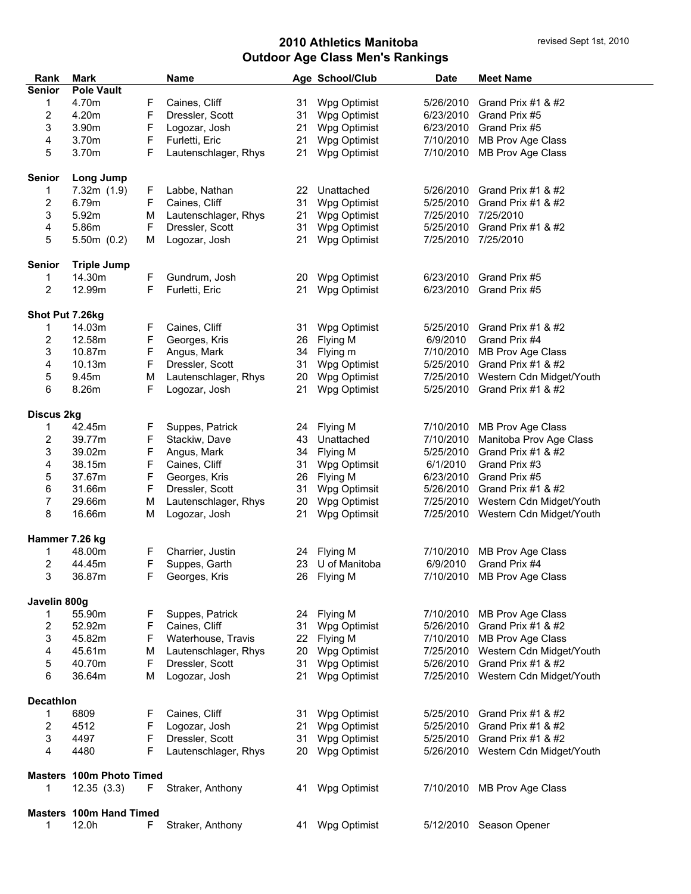# 2010 Athletics Manitoba
## Outdoor Age Class Men's Rankings

revised Sept 1st, 2010

| Rank | Mark | | Name | Age | School/Club | Date | Meet Name |
|---|---|---|---|---|---|---|---|
| **Senior** | **Pole Vault** | | | | | | |
| 1 | 4.70m | F | Caines, Cliff | 31 | Wpg Optimist | 5/26/2010 | Grand Prix #1 & #2 |
| 2 | 4.20m | F | Dressler, Scott | 31 | Wpg Optimist | 6/23/2010 | Grand Prix #5 |
| 3 | 3.90m | F | Logozar, Josh | 21 | Wpg Optimist | 6/23/2010 | Grand Prix #5 |
| 4 | 3.70m | F | Furletti, Eric | 21 | Wpg Optimist | 7/10/2010 | MB Prov Age Class |
| 5 | 3.70m | F | Lautenschlager, Rhys | 21 | Wpg Optimist | 7/10/2010 | MB Prov Age Class |
| **Senior** | **Long Jump** | | | | | | |
| 1 | 7.32m (1.9) | F | Labbe, Nathan | 22 | Unattached | 5/26/2010 | Grand Prix #1 & #2 |
| 2 | 6.79m | F | Caines, Cliff | 31 | Wpg Optimist | 5/25/2010 | Grand Prix #1 & #2 |
| 3 | 5.92m | M | Lautenschlager, Rhys | 21 | Wpg Optimist | 7/25/2010 | 7/25/2010 |
| 4 | 5.86m | F | Dressler, Scott | 31 | Wpg Optimist | 5/25/2010 | Grand Prix #1 & #2 |
| 5 | 5.50m (0.2) | M | Logozar, Josh | 21 | Wpg Optimist | 7/25/2010 | 7/25/2010 |
| **Senior** | **Triple Jump** | | | | | | |
| 1 | 14.30m | F | Gundrum, Josh | 20 | Wpg Optimist | 6/23/2010 | Grand Prix #5 |
| 2 | 12.99m | F | Furletti, Eric | 21 | Wpg Optimist | 6/23/2010 | Grand Prix #5 |
| **Shot Put 7.26kg** | | | | | | | |
| 1 | 14.03m | F | Caines, Cliff | 31 | Wpg Optimist | 5/25/2010 | Grand Prix #1 & #2 |
| 2 | 12.58m | F | Georges, Kris | 26 | Flying M | 6/9/2010 | Grand Prix #4 |
| 3 | 10.87m | F | Angus, Mark | 34 | Flying m | 7/10/2010 | MB Prov Age Class |
| 4 | 10.13m | F | Dressler, Scott | 31 | Wpg Optimist | 5/25/2010 | Grand Prix #1 & #2 |
| 5 | 9.45m | M | Lautenschlager, Rhys | 20 | Wpg Optimist | 7/25/2010 | Western Cdn Midget/Youth |
| 6 | 8.26m | F | Logozar, Josh | 21 | Wpg Optimist | 5/25/2010 | Grand Prix #1 & #2 |
| **Discus 2kg** | | | | | | | |
| 1 | 42.45m | F | Suppes, Patrick | 24 | Flying M | 7/10/2010 | MB Prov Age Class |
| 2 | 39.77m | F | Stackiw, Dave | 43 | Unattached | 7/10/2010 | Manitoba Prov Age Class |
| 3 | 39.02m | F | Angus, Mark | 34 | Flying M | 5/25/2010 | Grand Prix #1 & #2 |
| 4 | 38.15m | F | Caines, Cliff | 31 | Wpg Optimsit | 6/1/2010 | Grand Prix #3 |
| 5 | 37.67m | F | Georges, Kris | 26 | Flying M | 6/23/2010 | Grand Prix #5 |
| 6 | 31.66m | F | Dressler, Scott | 31 | Wpg Optimsit | 5/26/2010 | Grand Prix #1 & #2 |
| 7 | 29.66m | M | Lautenschlager, Rhys | 20 | Wpg Optimist | 7/25/2010 | Western Cdn Midget/Youth |
| 8 | 16.66m | M | Logozar, Josh | 21 | Wpg Optimsit | 7/25/2010 | Western Cdn Midget/Youth |
| **Hammer 7.26 kg** | | | | | | | |
| 1 | 48.00m | F | Charrier, Justin | 24 | Flying M | 7/10/2010 | MB Prov Age Class |
| 2 | 44.45m | F | Suppes, Garth | 23 | U of Manitoba | 6/9/2010 | Grand Prix #4 |
| 3 | 36.87m | F | Georges, Kris | 26 | Flying M | 7/10/2010 | MB Prov Age Class |
| **Javelin 800g** | | | | | | | |
| 1 | 55.90m | F | Suppes, Patrick | 24 | Flying M | 7/10/2010 | MB Prov Age Class |
| 2 | 52.92m | F | Caines, Cliff | 31 | Wpg Optimist | 5/26/2010 | Grand Prix #1 & #2 |
| 3 | 45.82m | F | Waterhouse, Travis | 22 | Flying M | 7/10/2010 | MB Prov Age Class |
| 4 | 45.61m | M | Lautenschlager, Rhys | 20 | Wpg Optimist | 7/25/2010 | Western Cdn Midget/Youth |
| 5 | 40.70m | F | Dressler, Scott | 31 | Wpg Optimist | 5/26/2010 | Grand Prix #1 & #2 |
| 6 | 36.64m | M | Logozar, Josh | 21 | Wpg Optimist | 7/25/2010 | Western Cdn Midget/Youth |
| **Decathlon** | | | | | | | |
| 1 | 6809 | F | Caines, Cliff | 31 | Wpg Optimist | 5/25/2010 | Grand Prix #1 & #2 |
| 2 | 4512 | F | Logozar, Josh | 21 | Wpg Optimist | 5/25/2010 | Grand Prix #1 & #2 |
| 3 | 4497 | F | Dressler, Scott | 31 | Wpg Optimist | 5/25/2010 | Grand Prix #1 & #2 |
| 4 | 4480 | F | Lautenschlager, Rhys | 20 | Wpg Optimist | 5/26/2010 | Western Cdn Midget/Youth |
| **Masters** | **100m Photo Timed** | | | | | | |
| 1 | 12.35 (3.3) | F | Straker, Anthony | 41 | Wpg Optimist | 7/10/2010 | MB Prov Age Class |
| **Masters** | **100m Hand Timed** | | | | | | |
| 1 | 12.0h | F | Straker, Anthony | 41 | Wpg Optimist | 5/12/2010 | Season Opener |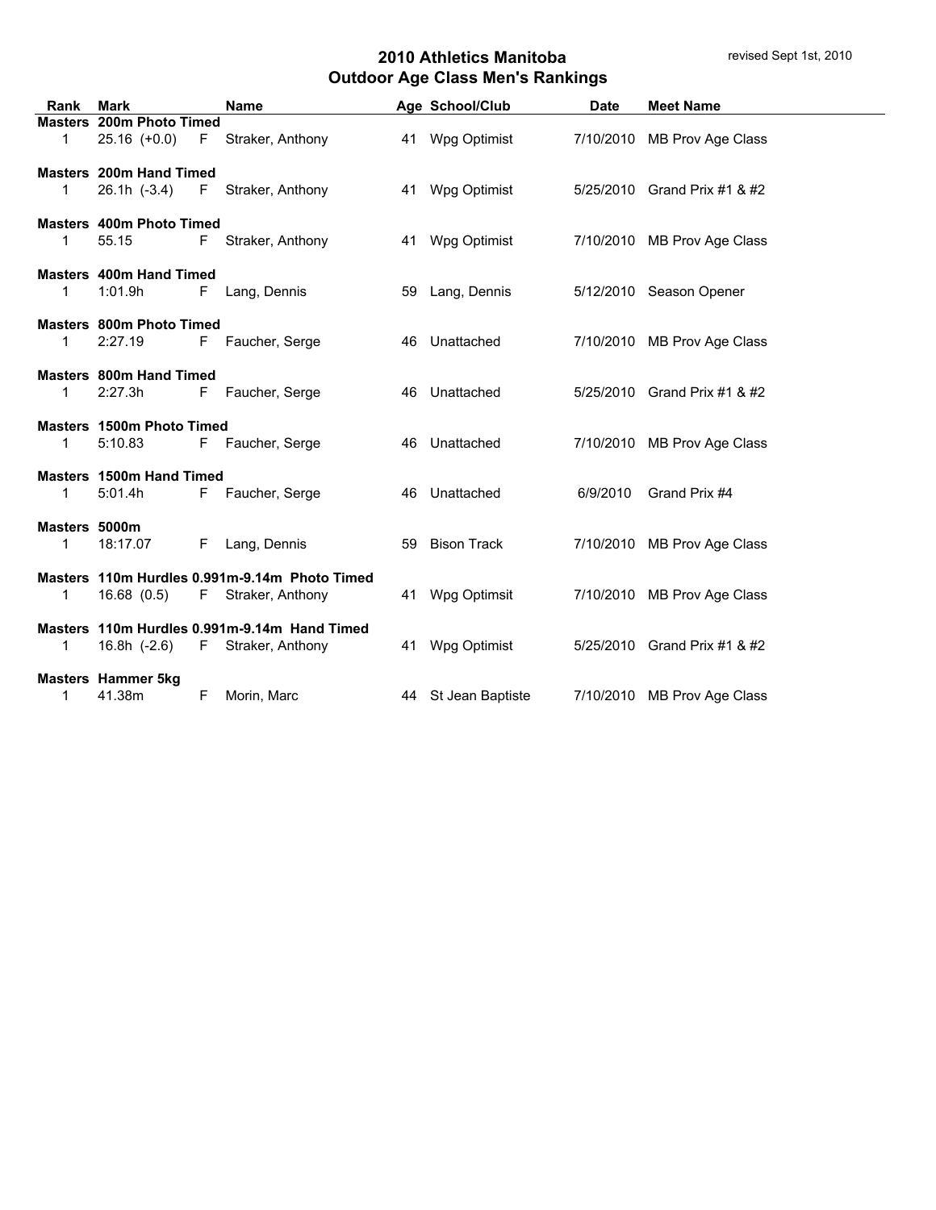# 2010 Athletics Manitoba
## Outdoor Age Class Men's Rankings

revised Sept 1st, 2010

| Rank | Mark | | Name | Age | School/Club | Date | Meet Name |
|---|---|---|---|---|---|---|---|
| **Masters** | **200m Photo Timed** | | | | | | |
| 1 | 25.16 (+0.0) | F | Straker, Anthony | 41 | Wpg Optimist | 7/10/2010 | MB Prov Age Class |
| **Masters** | **200m Hand Timed** | | | | | | |
| 1 | 26.1h (-3.4) | F | Straker, Anthony | 41 | Wpg Optimist | 5/25/2010 | Grand Prix #1 & #2 |
| **Masters** | **400m Photo Timed** | | | | | | |
| 1 | 55.15 | F | Straker, Anthony | 41 | Wpg Optimist | 7/10/2010 | MB Prov Age Class |
| **Masters** | **400m Hand Timed** | | | | | | |
| 1 | 1:01.9h | F | Lang, Dennis | 59 | Lang, Dennis | 5/12/2010 | Season Opener |
| **Masters** | **800m Photo Timed** | | | | | | |
| 1 | 2:27.19 | F | Faucher, Serge | 46 | Unattached | 7/10/2010 | MB Prov Age Class |
| **Masters** | **800m Hand Timed** | | | | | | |
| 1 | 2:27.3h | F | Faucher, Serge | 46 | Unattached | 5/25/2010 | Grand Prix #1 & #2 |
| **Masters** | **1500m Photo Timed** | | | | | | |
| 1 | 5:10.83 | F | Faucher, Serge | 46 | Unattached | 7/10/2010 | MB Prov Age Class |
| **Masters** | **1500m Hand Timed** | | | | | | |
| 1 | 5:01.4h | F | Faucher, Serge | 46 | Unattached | 6/9/2010 | Grand Prix #4 |
| **Masters** | **5000m** | | | | | | |
| 1 | 18:17.07 | F | Lang, Dennis | 59 | Bison Track | 7/10/2010 | MB Prov Age Class |
| **Masters** | **110m Hurdles 0.991m-9.14m Photo Timed** | | | | | | |
| 1 | 16.68 (0.5) | F | Straker, Anthony | 41 | Wpg Optimsit | 7/10/2010 | MB Prov Age Class |
| **Masters** | **110m Hurdles 0.991m-9.14m Hand Timed** | | | | | | |
| 1 | 16.8h (-2.6) | F | Straker, Anthony | 41 | Wpg Optimist | 5/25/2010 | Grand Prix #1 & #2 |
| **Masters** | **Hammer 5kg** | | | | | | |
| 1 | 41.38m | F | Morin, Marc | 44 | St Jean Baptiste | 7/10/2010 | MB Prov Age Class |